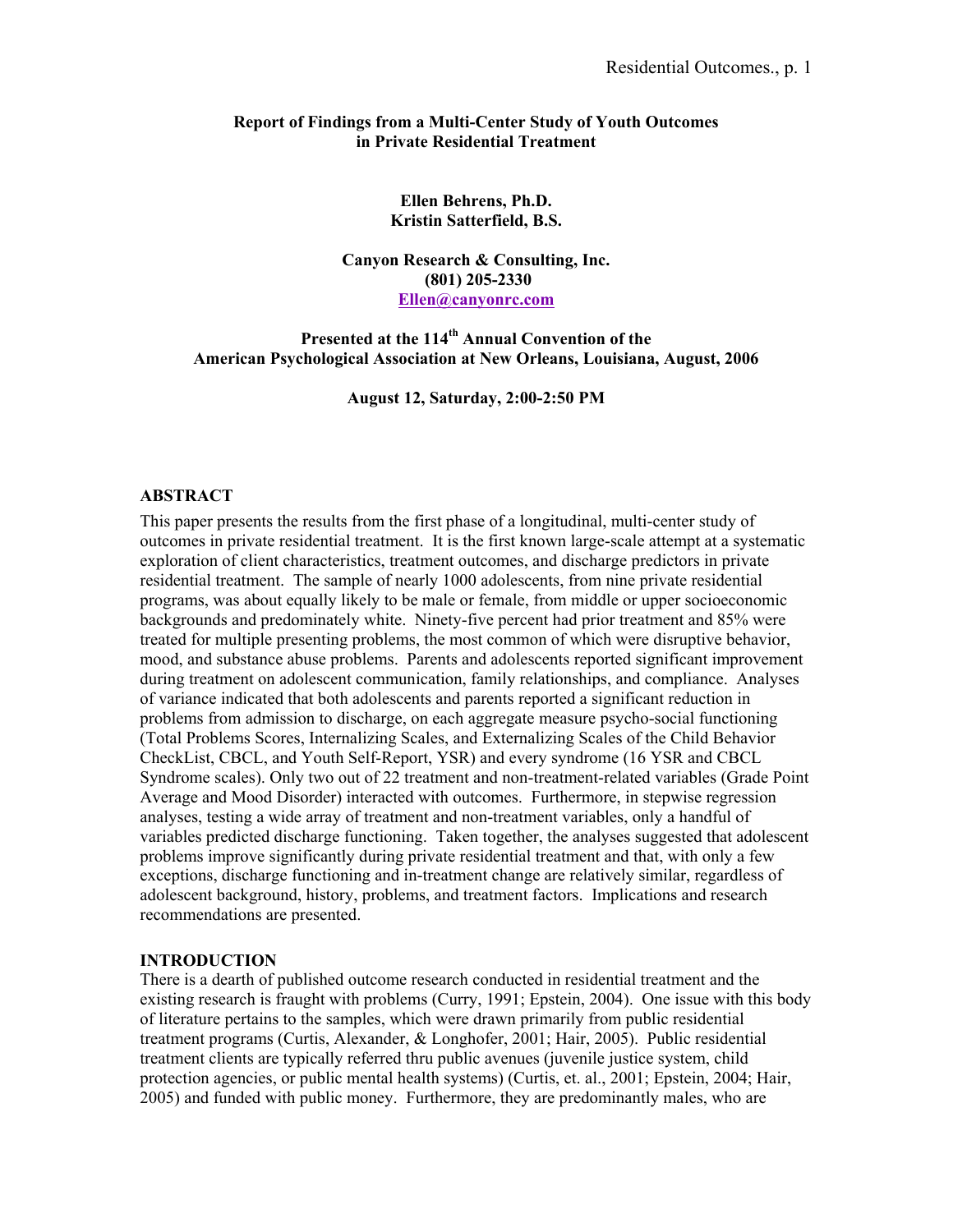**Report of Findings from a Multi-Center Study of Youth Outcomes in Private Residential Treatment**

**Ellen Behrens, Ph.D.**
**Kristin Satterfield, B.S.**

**Canyon Research & Consulting, Inc.**
**(801) 205-2330**
**Ellen@canyonrc.com**

**Presented at the 114th Annual Convention of the American Psychological Association at New Orleans, Louisiana, August, 2006**

**August 12, Saturday, 2:00-2:50 PM**

## ABSTRACT

This paper presents the results from the first phase of a longitudinal, multi-center study of outcomes in private residential treatment. It is the first known large-scale attempt at a systematic exploration of client characteristics, treatment outcomes, and discharge predictors in private residential treatment. The sample of nearly 1000 adolescents, from nine private residential programs, was about equally likely to be male or female, from middle or upper socioeconomic backgrounds and predominately white. Ninety-five percent had prior treatment and 85% were treated for multiple presenting problems, the most common of which were disruptive behavior, mood, and substance abuse problems. Parents and adolescents reported significant improvement during treatment on adolescent communication, family relationships, and compliance. Analyses of variance indicated that both adolescents and parents reported a significant reduction in problems from admission to discharge, on each aggregate measure psycho-social functioning (Total Problems Scores, Internalizing Scales, and Externalizing Scales of the Child Behavior CheckList, CBCL, and Youth Self-Report, YSR) and every syndrome (16 YSR and CBCL Syndrome scales). Only two out of 22 treatment and non-treatment-related variables (Grade Point Average and Mood Disorder) interacted with outcomes. Furthermore, in stepwise regression analyses, testing a wide array of treatment and non-treatment variables, only a handful of variables predicted discharge functioning. Taken together, the analyses suggested that adolescent problems improve significantly during private residential treatment and that, with only a few exceptions, discharge functioning and in-treatment change are relatively similar, regardless of adolescent background, history, problems, and treatment factors. Implications and research recommendations are presented.

## INTRODUCTION

There is a dearth of published outcome research conducted in residential treatment and the existing research is fraught with problems (Curry, 1991; Epstein, 2004). One issue with this body of literature pertains to the samples, which were drawn primarily from public residential treatment programs (Curtis, Alexander, & Longhofer, 2001; Hair, 2005). Public residential treatment clients are typically referred thru public avenues (juvenile justice system, child protection agencies, or public mental health systems) (Curtis, et. al., 2001; Epstein, 2004; Hair, 2005) and funded with public money. Furthermore, they are predominantly males, who are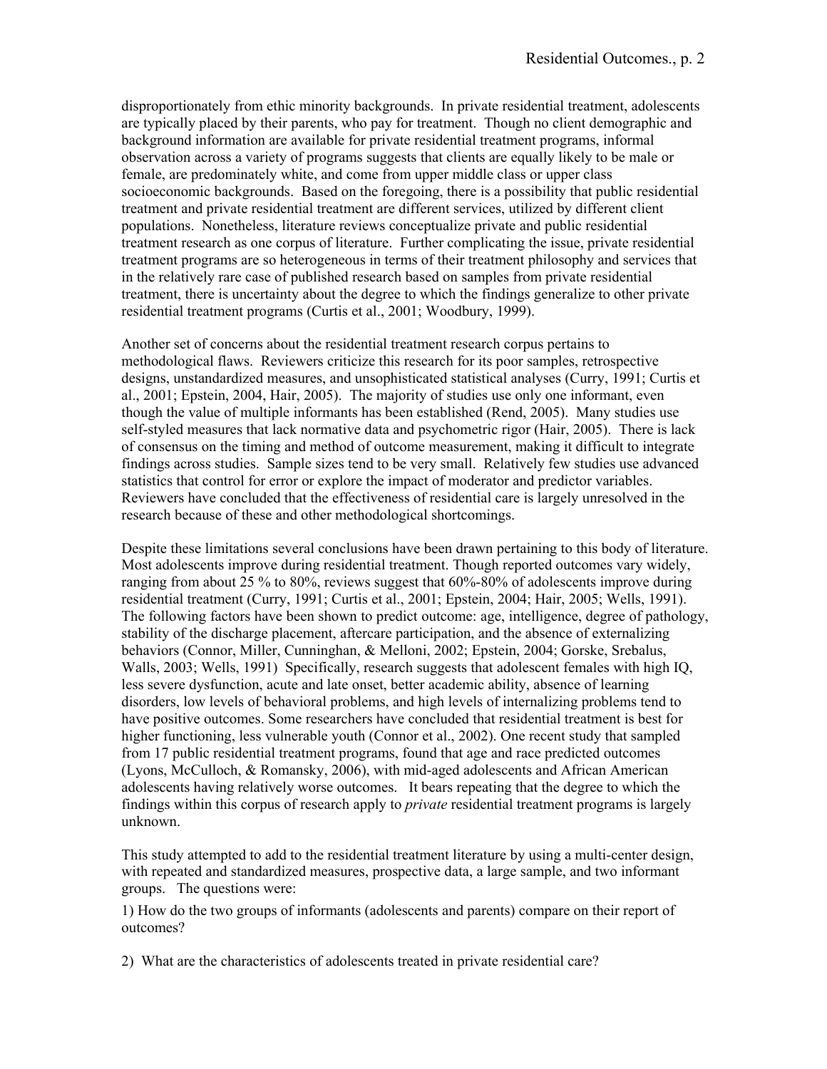disproportionately from ethic minority backgrounds. In private residential treatment, adolescents are typically placed by their parents, who pay for treatment. Though no client demographic and background information are available for private residential treatment programs, informal observation across a variety of programs suggests that clients are equally likely to be male or female, are predominately white, and come from upper middle class or upper class socioeconomic backgrounds. Based on the foregoing, there is a possibility that public residential treatment and private residential treatment are different services, utilized by different client populations. Nonetheless, literature reviews conceptualize private and public residential treatment research as one corpus of literature. Further complicating the issue, private residential treatment programs are so heterogeneous in terms of their treatment philosophy and services that in the relatively rare case of published research based on samples from private residential treatment, there is uncertainty about the degree to which the findings generalize to other private residential treatment programs (Curtis et al., 2001; Woodbury, 1999).

Another set of concerns about the residential treatment research corpus pertains to methodological flaws. Reviewers criticize this research for its poor samples, retrospective designs, unstandardized measures, and unsophisticated statistical analyses (Curry, 1991; Curtis et al., 2001; Epstein, 2004, Hair, 2005). The majority of studies use only one informant, even though the value of multiple informants has been established (Rend, 2005). Many studies use self-styled measures that lack normative data and psychometric rigor (Hair, 2005). There is lack of consensus on the timing and method of outcome measurement, making it difficult to integrate findings across studies. Sample sizes tend to be very small. Relatively few studies use advanced statistics that control for error or explore the impact of moderator and predictor variables. Reviewers have concluded that the effectiveness of residential care is largely unresolved in the research because of these and other methodological shortcomings.

Despite these limitations several conclusions have been drawn pertaining to this body of literature. Most adolescents improve during residential treatment. Though reported outcomes vary widely, ranging from about 25 % to 80%, reviews suggest that 60%-80% of adolescents improve during residential treatment (Curry, 1991; Curtis et al., 2001; Epstein, 2004; Hair, 2005; Wells, 1991). The following factors have been shown to predict outcome: age, intelligence, degree of pathology, stability of the discharge placement, aftercare participation, and the absence of externalizing behaviors (Connor, Miller, Cunninghan, & Melloni, 2002; Epstein, 2004; Gorske, Srebalus, Walls, 2003; Wells, 1991) Specifically, research suggests that adolescent females with high IQ, less severe dysfunction, acute and late onset, better academic ability, absence of learning disorders, low levels of behavioral problems, and high levels of internalizing problems tend to have positive outcomes. Some researchers have concluded that residential treatment is best for higher functioning, less vulnerable youth (Connor et al., 2002). One recent study that sampled from 17 public residential treatment programs, found that age and race predicted outcomes (Lyons, McCulloch, & Romansky, 2006), with mid-aged adolescents and African American adolescents having relatively worse outcomes. It bears repeating that the degree to which the findings within this corpus of research apply to *private* residential treatment programs is largely unknown.

This study attempted to add to the residential treatment literature by using a multi-center design, with repeated and standardized measures, prospective data, a large sample, and two informant groups. The questions were:

1) How do the two groups of informants (adolescents and parents) compare on their report of outcomes?

2) What are the characteristics of adolescents treated in private residential care?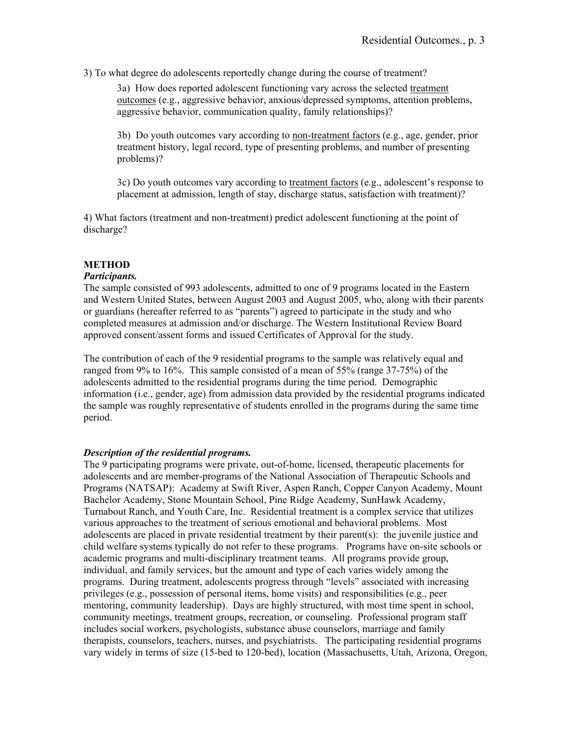3) To what degree do adolescents reportedly change during the course of treatment?

> 3a) How does reported adolescent functioning vary across the selected <u>treatment outcomes</u> (e.g., aggressive behavior, anxious/depressed symptoms, attention problems, aggressive behavior, communication quality, family relationships)?
>
> 3b) Do youth outcomes vary according to <u>non-treatment factors</u> (e.g., age, gender, prior treatment history, legal record, type of presenting problems, and number of presenting problems)?
>
> 3c) Do youth outcomes vary according to <u>treatment factors</u> (e.g., adolescent's response to placement at admission, length of stay, discharge status, satisfaction with treatment)?

4) What factors (treatment and non-treatment) predict adolescent functioning at the point of discharge?

## METHOD

### *Participants.*

The sample consisted of 993 adolescents, admitted to one of 9 programs located in the Eastern and Western United States, between August 2003 and August 2005, who, along with their parents or guardians (hereafter referred to as "parents") agreed to participate in the study and who completed measures at admission and/or discharge. The Western Institutional Review Board approved consent/assent forms and issued Certificates of Approval for the study.

The contribution of each of the 9 residential programs to the sample was relatively equal and ranged from 9% to 16%. This sample consisted of a mean of 55% (range 37-75%) of the adolescents admitted to the residential programs during the time period. Demographic information (i.e., gender, age) from admission data provided by the residential programs indicated the sample was roughly representative of students enrolled in the programs during the same time period.

### *Description of the residential programs.*

The 9 participating programs were private, out-of-home, licensed, therapeutic placements for adolescents and are member-programs of the National Association of Therapeutic Schools and Programs (NATSAP): Academy at Swift River, Aspen Ranch, Copper Canyon Academy, Mount Bachelor Academy, Stone Mountain School, Pine Ridge Academy, SunHawk Academy, Turnabout Ranch, and Youth Care, Inc. Residential treatment is a complex service that utilizes various approaches to the treatment of serious emotional and behavioral problems. Most adolescents are placed in private residential treatment by their parent(s): the juvenile justice and child welfare systems typically do not refer to these programs. Programs have on-site schools or academic programs and multi-disciplinary treatment teams. All programs provide group, individual, and family services, but the amount and type of each varies widely among the programs. During treatment, adolescents progress through "levels" associated with increasing privileges (e.g., possession of personal items, home visits) and responsibilities (e.g., peer mentoring, community leadership). Days are highly structured, with most time spent in school, community meetings, treatment groups, recreation, or counseling. Professional program staff includes social workers, psychologists, substance abuse counselors, marriage and family therapists, counselors, teachers, nurses, and psychiatrists. The participating residential programs vary widely in terms of size (15-bed to 120-bed), location (Massachusetts, Utah, Arizona, Oregon,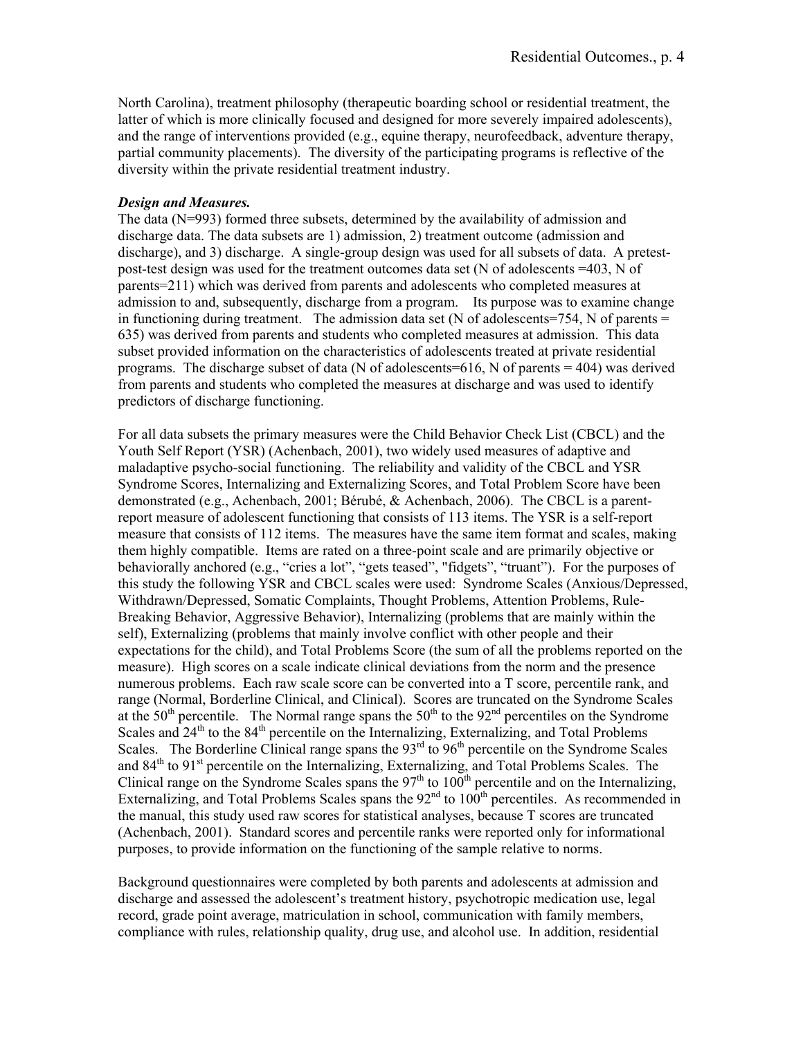North Carolina), treatment philosophy (therapeutic boarding school or residential treatment, the latter of which is more clinically focused and designed for more severely impaired adolescents), and the range of interventions provided (e.g., equine therapy, neurofeedback, adventure therapy, partial community placements). The diversity of the participating programs is reflective of the diversity within the private residential treatment industry.

***Design and Measures.***

The data (N=993) formed three subsets, determined by the availability of admission and discharge data. The data subsets are 1) admission, 2) treatment outcome (admission and discharge), and 3) discharge. A single-group design was used for all subsets of data. A pretest-post-test design was used for the treatment outcomes data set (N of adolescents =403, N of parents=211) which was derived from parents and adolescents who completed measures at admission to and, subsequently, discharge from a program. Its purpose was to examine change in functioning during treatment. The admission data set (N of adolescents=754, N of parents = 635) was derived from parents and students who completed measures at admission. This data subset provided information on the characteristics of adolescents treated at private residential programs. The discharge subset of data (N of adolescents=616, N of parents = 404) was derived from parents and students who completed the measures at discharge and was used to identify predictors of discharge functioning.

For all data subsets the primary measures were the Child Behavior Check List (CBCL) and the Youth Self Report (YSR) (Achenbach, 2001), two widely used measures of adaptive and maladaptive psycho-social functioning. The reliability and validity of the CBCL and YSR Syndrome Scores, Internalizing and Externalizing Scores, and Total Problem Score have been demonstrated (e.g., Achenbach, 2001; Bérubé, & Achenbach, 2006). The CBCL is a parent-report measure of adolescent functioning that consists of 113 items. The YSR is a self-report measure that consists of 112 items. The measures have the same item format and scales, making them highly compatible. Items are rated on a three-point scale and are primarily objective or behaviorally anchored (e.g., "cries a lot", "gets teased", "fidgets", "truant"). For the purposes of this study the following YSR and CBCL scales were used: Syndrome Scales (Anxious/Depressed, Withdrawn/Depressed, Somatic Complaints, Thought Problems, Attention Problems, Rule-Breaking Behavior, Aggressive Behavior), Internalizing (problems that are mainly within the self), Externalizing (problems that mainly involve conflict with other people and their expectations for the child), and Total Problems Score (the sum of all the problems reported on the measure). High scores on a scale indicate clinical deviations from the norm and the presence numerous problems. Each raw scale score can be converted into a T score, percentile rank, and range (Normal, Borderline Clinical, and Clinical). Scores are truncated on the Syndrome Scales at the 50th percentile. The Normal range spans the 50th to the 92nd percentiles on the Syndrome Scales and 24th to the 84th percentile on the Internalizing, Externalizing, and Total Problems Scales. The Borderline Clinical range spans the 93rd to 96th percentile on the Syndrome Scales and 84th to 91st percentile on the Internalizing, Externalizing, and Total Problems Scales. The Clinical range on the Syndrome Scales spans the 97th to 100th percentile and on the Internalizing, Externalizing, and Total Problems Scales spans the 92nd to 100th percentiles. As recommended in the manual, this study used raw scores for statistical analyses, because T scores are truncated (Achenbach, 2001). Standard scores and percentile ranks were reported only for informational purposes, to provide information on the functioning of the sample relative to norms.

Background questionnaires were completed by both parents and adolescents at admission and discharge and assessed the adolescent's treatment history, psychotropic medication use, legal record, grade point average, matriculation in school, communication with family members, compliance with rules, relationship quality, drug use, and alcohol use. In addition, residential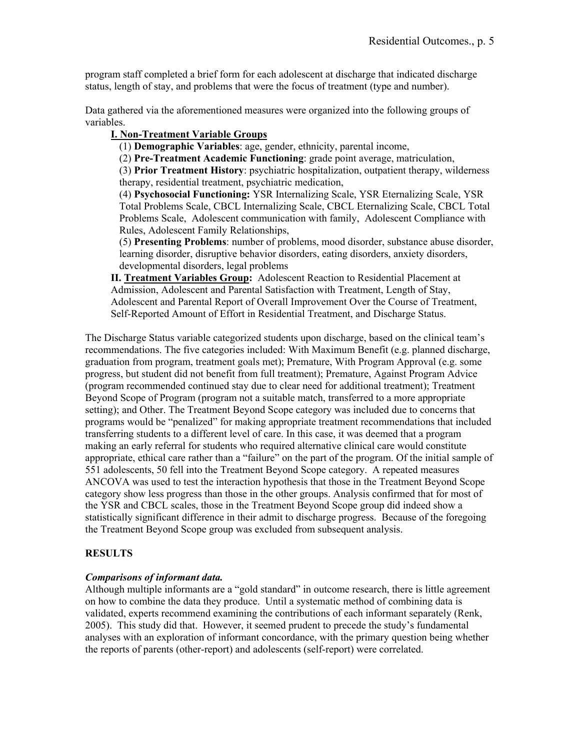program staff completed a brief form for each adolescent at discharge that indicated discharge status, length of stay, and problems that were the focus of treatment (type and number).

Data gathered via the aforementioned measures were organized into the following groups of variables.

**I. Non-Treatment Variable Groups**

(1) **Demographic Variables**: age, gender, ethnicity, parental income,

(2) **Pre-Treatment Academic Functioning**: grade point average, matriculation,

(3) **Prior Treatment History**: psychiatric hospitalization, outpatient therapy, wilderness therapy, residential treatment, psychiatric medication,

(4) **Psychosocial Functioning:** YSR Internalizing Scale, YSR Eternalizing Scale, YSR Total Problems Scale, CBCL Internalizing Scale, CBCL Eternalizing Scale, CBCL Total Problems Scale, Adolescent communication with family, Adolescent Compliance with Rules, Adolescent Family Relationships,

(5) **Presenting Problems**: number of problems, mood disorder, substance abuse disorder, learning disorder, disruptive behavior disorders, eating disorders, anxiety disorders, developmental disorders, legal problems

**II. Treatment Variables Group:** Adolescent Reaction to Residential Placement at Admission, Adolescent and Parental Satisfaction with Treatment, Length of Stay, Adolescent and Parental Report of Overall Improvement Over the Course of Treatment, Self-Reported Amount of Effort in Residential Treatment, and Discharge Status.

The Discharge Status variable categorized students upon discharge, based on the clinical team's recommendations. The five categories included: With Maximum Benefit (e.g. planned discharge, graduation from program, treatment goals met); Premature, With Program Approval (e.g. some progress, but student did not benefit from full treatment); Premature, Against Program Advice (program recommended continued stay due to clear need for additional treatment); Treatment Beyond Scope of Program (program not a suitable match, transferred to a more appropriate setting); and Other. The Treatment Beyond Scope category was included due to concerns that programs would be "penalized" for making appropriate treatment recommendations that included transferring students to a different level of care. In this case, it was deemed that a program making an early referral for students who required alternative clinical care would constitute appropriate, ethical care rather than a "failure" on the part of the program. Of the initial sample of 551 adolescents, 50 fell into the Treatment Beyond Scope category. A repeated measures ANCOVA was used to test the interaction hypothesis that those in the Treatment Beyond Scope category show less progress than those in the other groups. Analysis confirmed that for most of the YSR and CBCL scales, those in the Treatment Beyond Scope group did indeed show a statistically significant difference in their admit to discharge progress. Because of the foregoing the Treatment Beyond Scope group was excluded from subsequent analysis.

## RESULTS

***Comparisons of informant data.***

Although multiple informants are a "gold standard" in outcome research, there is little agreement on how to combine the data they produce. Until a systematic method of combining data is validated, experts recommend examining the contributions of each informant separately (Renk, 2005). This study did that. However, it seemed prudent to precede the study's fundamental analyses with an exploration of informant concordance, with the primary question being whether the reports of parents (other-report) and adolescents (self-report) were correlated.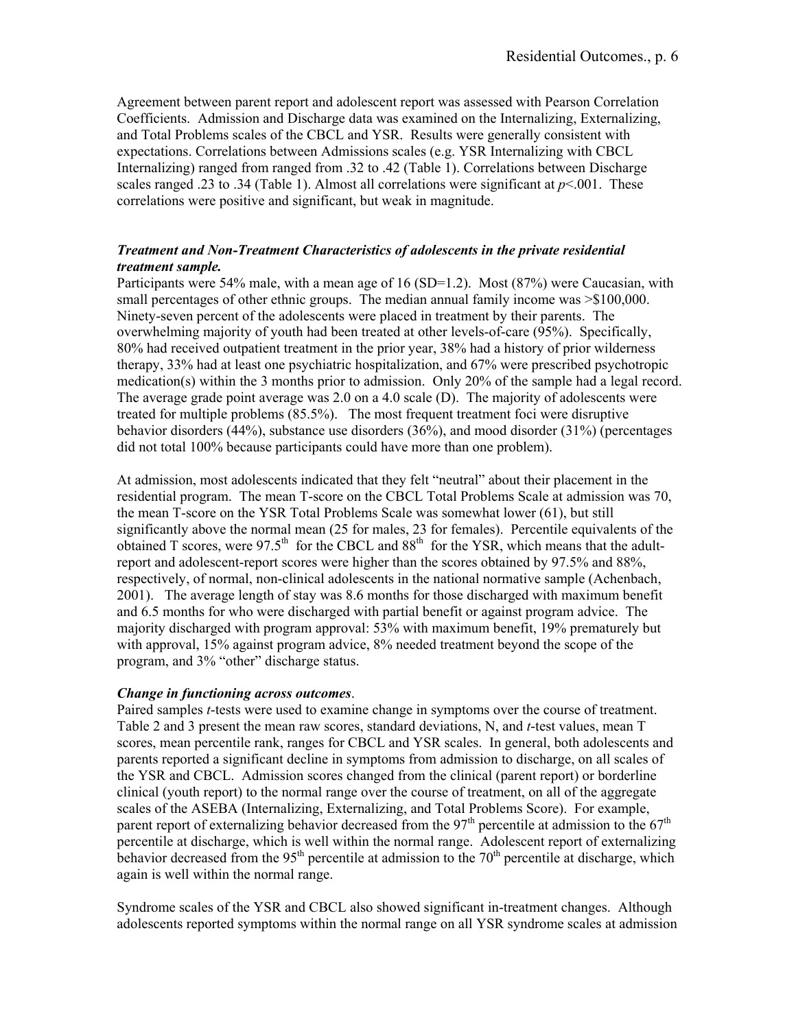Agreement between parent report and adolescent report was assessed with Pearson Correlation Coefficients. Admission and Discharge data was examined on the Internalizing, Externalizing, and Total Problems scales of the CBCL and YSR. Results were generally consistent with expectations. Correlations between Admissions scales (e.g. YSR Internalizing with CBCL Internalizing) ranged from ranged from .32 to .42 (Table 1). Correlations between Discharge scales ranged .23 to .34 (Table 1). Almost all correlations were significant at $p<.001$. These correlations were positive and significant, but weak in magnitude.

***Treatment and Non-Treatment Characteristics of adolescents in the private residential treatment sample.***

Participants were 54% male, with a mean age of 16 (SD=1.2). Most (87%) were Caucasian, with small percentages of other ethnic groups. The median annual family income was >$100,000. Ninety-seven percent of the adolescents were placed in treatment by their parents. The overwhelming majority of youth had been treated at other levels-of-care (95%). Specifically, 80% had received outpatient treatment in the prior year, 38% had a history of prior wilderness therapy, 33% had at least one psychiatric hospitalization, and 67% were prescribed psychotropic medication(s) within the 3 months prior to admission. Only 20% of the sample had a legal record. The average grade point average was 2.0 on a 4.0 scale (D). The majority of adolescents were treated for multiple problems (85.5%). The most frequent treatment foci were disruptive behavior disorders (44%), substance use disorders (36%), and mood disorder (31%) (percentages did not total 100% because participants could have more than one problem).

At admission, most adolescents indicated that they felt "neutral" about their placement in the residential program. The mean T-score on the CBCL Total Problems Scale at admission was 70, the mean T-score on the YSR Total Problems Scale was somewhat lower (61), but still significantly above the normal mean (25 for males, 23 for females). Percentile equivalents of the obtained T scores, were 97.5th for the CBCL and 88th for the YSR, which means that the adult-report and adolescent-report scores were higher than the scores obtained by 97.5% and 88%, respectively, of normal, non-clinical adolescents in the national normative sample (Achenbach, 2001). The average length of stay was 8.6 months for those discharged with maximum benefit and 6.5 months for who were discharged with partial benefit or against program advice. The majority discharged with program approval: 53% with maximum benefit, 19% prematurely but with approval, 15% against program advice, 8% needed treatment beyond the scope of the program, and 3% "other" discharge status.

***Change in functioning across outcomes*.**

Paired samples *t*-tests were used to examine change in symptoms over the course of treatment. Table 2 and 3 present the mean raw scores, standard deviations, N, and *t*-test values, mean T scores, mean percentile rank, ranges for CBCL and YSR scales. In general, both adolescents and parents reported a significant decline in symptoms from admission to discharge, on all scales of the YSR and CBCL. Admission scores changed from the clinical (parent report) or borderline clinical (youth report) to the normal range over the course of treatment, on all of the aggregate scales of the ASEBA (Internalizing, Externalizing, and Total Problems Score). For example, parent report of externalizing behavior decreased from the 97th percentile at admission to the 67th percentile at discharge, which is well within the normal range. Adolescent report of externalizing behavior decreased from the 95th percentile at admission to the 70th percentile at discharge, which again is well within the normal range.

Syndrome scales of the YSR and CBCL also showed significant in-treatment changes. Although adolescents reported symptoms within the normal range on all YSR syndrome scales at admission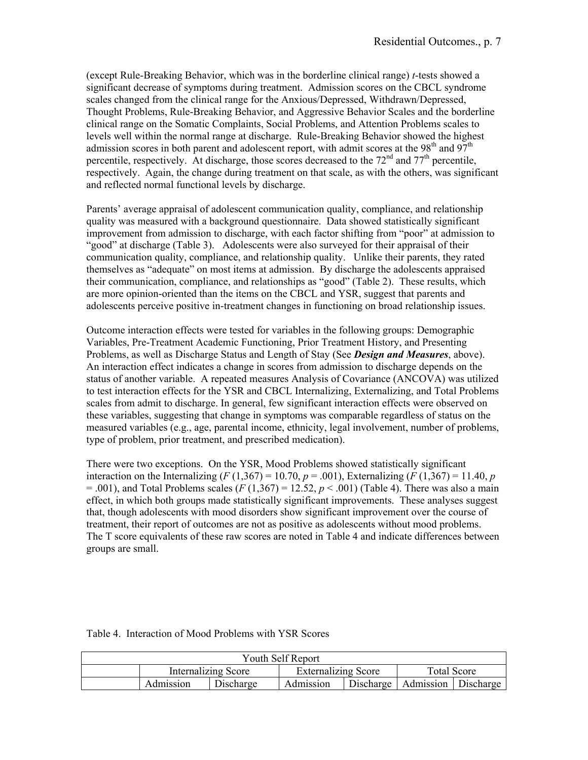(except Rule-Breaking Behavior, which was in the borderline clinical range) *t*-tests showed a significant decrease of symptoms during treatment. Admission scores on the CBCL syndrome scales changed from the clinical range for the Anxious/Depressed, Withdrawn/Depressed, Thought Problems, Rule-Breaking Behavior, and Aggressive Behavior Scales and the borderline clinical range on the Somatic Complaints, Social Problems, and Attention Problems scales to levels well within the normal range at discharge. Rule-Breaking Behavior showed the highest admission scores in both parent and adolescent report, with admit scores at the 98th and 97th percentile, respectively. At discharge, those scores decreased to the 72nd and 77th percentile, respectively. Again, the change during treatment on that scale, as with the others, was significant and reflected normal functional levels by discharge.

Parents' average appraisal of adolescent communication quality, compliance, and relationship quality was measured with a background questionnaire. Data showed statistically significant improvement from admission to discharge, with each factor shifting from "poor" at admission to "good" at discharge (Table 3). Adolescents were also surveyed for their appraisal of their communication quality, compliance, and relationship quality. Unlike their parents, they rated themselves as "adequate" on most items at admission. By discharge the adolescents appraised their communication, compliance, and relationships as "good" (Table 2). These results, which are more opinion-oriented than the items on the CBCL and YSR, suggest that parents and adolescents perceive positive in-treatment changes in functioning on broad relationship issues.

Outcome interaction effects were tested for variables in the following groups: Demographic Variables, Pre-Treatment Academic Functioning, Prior Treatment History, and Presenting Problems, as well as Discharge Status and Length of Stay (See ***Design and Measures***, above). An interaction effect indicates a change in scores from admission to discharge depends on the status of another variable. A repeated measures Analysis of Covariance (ANCOVA) was utilized to test interaction effects for the YSR and CBCL Internalizing, Externalizing, and Total Problems scales from admit to discharge. In general, few significant interaction effects were observed on these variables, suggesting that change in symptoms was comparable regardless of status on the measured variables (e.g., age, parental income, ethnicity, legal involvement, number of problems, type of problem, prior treatment, and prescribed medication).

There were two exceptions. On the YSR, Mood Problems showed statistically significant interaction on the Internalizing ($F\ (1{,}367) = 10.70$, $p = .001$), Externalizing ($F\ (1{,}367) = 11.40$, $p = .001$), and Total Problems scales ($F\ (1{,}367) = 12.52$, $p < .001$) (Table 4). There was also a main effect, in which both groups made statistically significant improvements. These analyses suggest that, though adolescents with mood disorders show significant improvement over the course of treatment, their report of outcomes are not as positive as adolescents without mood problems. The T score equivalents of these raw scores are noted in Table 4 and indicate differences between groups are small.

Table 4. Interaction of Mood Problems with YSR Scores

| Youth Self Report | | | | | | |
|---|---|---|---|---|---|---|
| | Internalizing Score | | Externalizing Score | | Total Score | |
| | Admission | Discharge | Admission | Discharge | Admission | Discharge |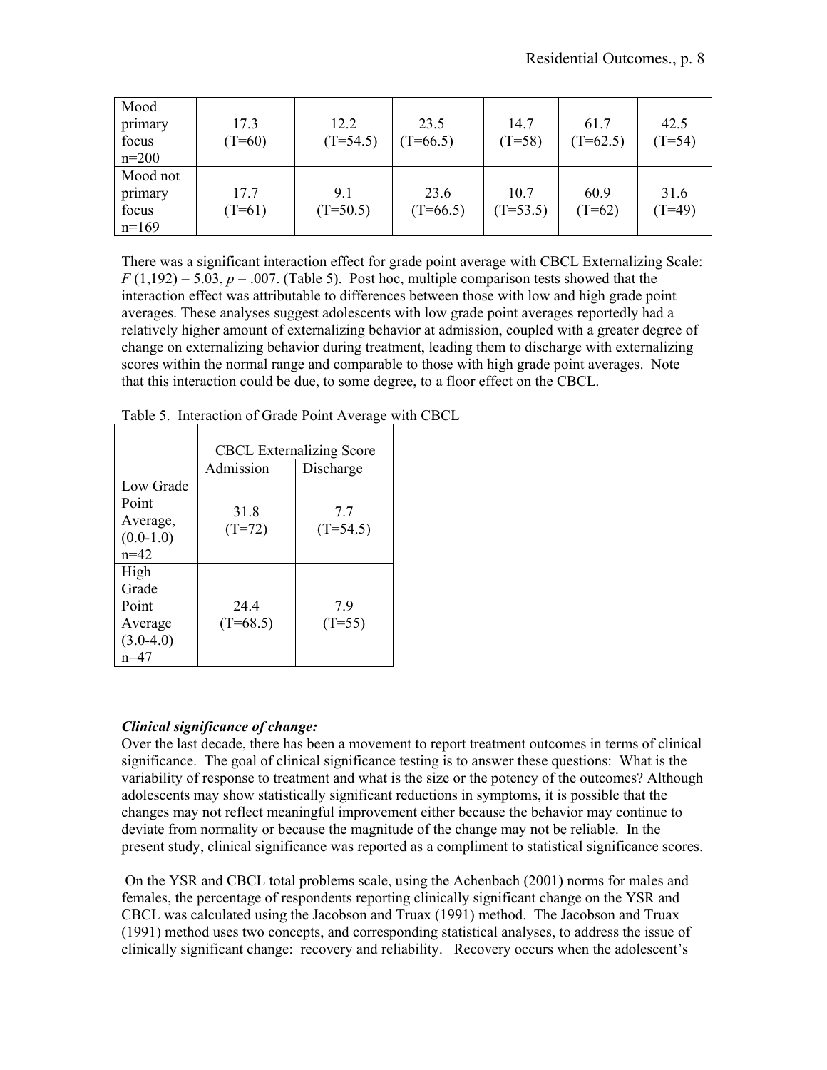| Mood primary focus n=200 | 17.3 (T=60) | 12.2 (T=54.5) | 23.5 (T=66.5) | 14.7 (T=58) | 61.7 (T=62.5) | 42.5 (T=54) |
|---|---|---|---|---|---|---|
| Mood not primary focus n=169 | 17.7 (T=61) | 9.1 (T=50.5) | 23.6 (T=66.5) | 10.7 (T=53.5) | 60.9 (T=62) | 31.6 (T=49) |

There was a significant interaction effect for grade point average with CBCL Externalizing Scale: $F\,(1,192) = 5.03$, $p = .007$. (Table 5). Post hoc, multiple comparison tests showed that the interaction effect was attributable to differences between those with low and high grade point averages. These analyses suggest adolescents with low grade point averages reportedly had a relatively higher amount of externalizing behavior at admission, coupled with a greater degree of change on externalizing behavior during treatment, leading them to discharge with externalizing scores within the normal range and comparable to those with high grade point averages. Note that this interaction could be due, to some degree, to a floor effect on the CBCL.

Table 5. Interaction of Grade Point Average with CBCL

| | CBCL Externalizing Score | |
|---|---|---|
| | Admission | Discharge |
| Low Grade Point Average, (0.0-1.0) n=42 | 31.8 (T=72) | 7.7 (T=54.5) |
| High Grade Point Average (3.0-4.0) n=47 | 24.4 (T=68.5) | 7.9 (T=55) |

***Clinical significance of change:***

Over the last decade, there has been a movement to report treatment outcomes in terms of clinical significance. The goal of clinical significance testing is to answer these questions: What is the variability of response to treatment and what is the size or the potency of the outcomes? Although adolescents may show statistically significant reductions in symptoms, it is possible that the changes may not reflect meaningful improvement either because the behavior may continue to deviate from normality or because the magnitude of the change may not be reliable. In the present study, clinical significance was reported as a compliment to statistical significance scores.

On the YSR and CBCL total problems scale, using the Achenbach (2001) norms for males and females, the percentage of respondents reporting clinically significant change on the YSR and CBCL was calculated using the Jacobson and Truax (1991) method. The Jacobson and Truax (1991) method uses two concepts, and corresponding statistical analyses, to address the issue of clinically significant change: recovery and reliability. Recovery occurs when the adolescent's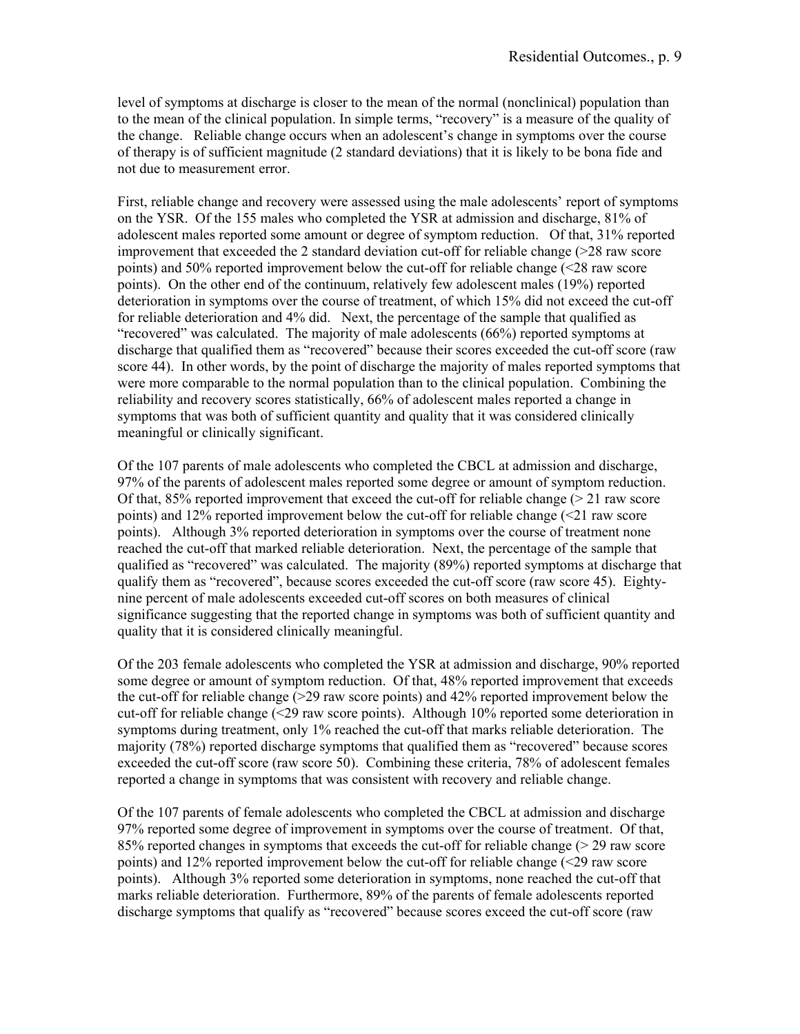level of symptoms at discharge is closer to the mean of the normal (nonclinical) population than to the mean of the clinical population. In simple terms, "recovery" is a measure of the quality of the change. Reliable change occurs when an adolescent's change in symptoms over the course of therapy is of sufficient magnitude (2 standard deviations) that it is likely to be bona fide and not due to measurement error.

First, reliable change and recovery were assessed using the male adolescents' report of symptoms on the YSR. Of the 155 males who completed the YSR at admission and discharge, 81% of adolescent males reported some amount or degree of symptom reduction. Of that, 31% reported improvement that exceeded the 2 standard deviation cut-off for reliable change (>28 raw score points) and 50% reported improvement below the cut-off for reliable change (<28 raw score points). On the other end of the continuum, relatively few adolescent males (19%) reported deterioration in symptoms over the course of treatment, of which 15% did not exceed the cut-off for reliable deterioration and 4% did. Next, the percentage of the sample that qualified as "recovered" was calculated. The majority of male adolescents (66%) reported symptoms at discharge that qualified them as "recovered" because their scores exceeded the cut-off score (raw score 44). In other words, by the point of discharge the majority of males reported symptoms that were more comparable to the normal population than to the clinical population. Combining the reliability and recovery scores statistically, 66% of adolescent males reported a change in symptoms that was both of sufficient quantity and quality that it was considered clinically meaningful or clinically significant.

Of the 107 parents of male adolescents who completed the CBCL at admission and discharge, 97% of the parents of adolescent males reported some degree or amount of symptom reduction. Of that, 85% reported improvement that exceed the cut-off for reliable change (> 21 raw score points) and 12% reported improvement below the cut-off for reliable change (<21 raw score points). Although 3% reported deterioration in symptoms over the course of treatment none reached the cut-off that marked reliable deterioration. Next, the percentage of the sample that qualified as "recovered" was calculated. The majority (89%) reported symptoms at discharge that qualify them as "recovered", because scores exceeded the cut-off score (raw score 45). Eighty-nine percent of male adolescents exceeded cut-off scores on both measures of clinical significance suggesting that the reported change in symptoms was both of sufficient quantity and quality that it is considered clinically meaningful.

Of the 203 female adolescents who completed the YSR at admission and discharge, 90% reported some degree or amount of symptom reduction. Of that, 48% reported improvement that exceeds the cut-off for reliable change (>29 raw score points) and 42% reported improvement below the cut-off for reliable change (<29 raw score points). Although 10% reported some deterioration in symptoms during treatment, only 1% reached the cut-off that marks reliable deterioration. The majority (78%) reported discharge symptoms that qualified them as "recovered" because scores exceeded the cut-off score (raw score 50). Combining these criteria, 78% of adolescent females reported a change in symptoms that was consistent with recovery and reliable change.

Of the 107 parents of female adolescents who completed the CBCL at admission and discharge 97% reported some degree of improvement in symptoms over the course of treatment. Of that, 85% reported changes in symptoms that exceeds the cut-off for reliable change (> 29 raw score points) and 12% reported improvement below the cut-off for reliable change (<29 raw score points). Although 3% reported some deterioration in symptoms, none reached the cut-off that marks reliable deterioration. Furthermore, 89% of the parents of female adolescents reported discharge symptoms that qualify as "recovered" because scores exceed the cut-off score (raw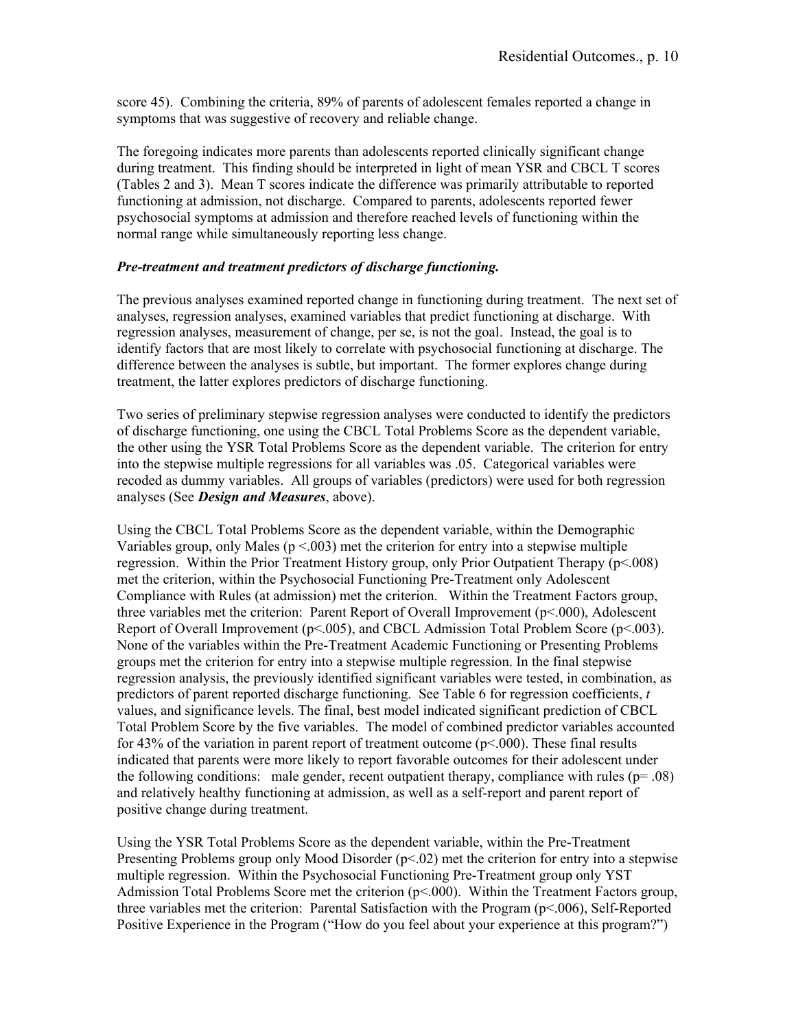score 45). Combining the criteria, 89% of parents of adolescent females reported a change in symptoms that was suggestive of recovery and reliable change.

The foregoing indicates more parents than adolescents reported clinically significant change during treatment. This finding should be interpreted in light of mean YSR and CBCL T scores (Tables 2 and 3). Mean T scores indicate the difference was primarily attributable to reported functioning at admission, not discharge. Compared to parents, adolescents reported fewer psychosocial symptoms at admission and therefore reached levels of functioning within the normal range while simultaneously reporting less change.

***Pre-treatment and treatment predictors of discharge functioning.***

The previous analyses examined reported change in functioning during treatment. The next set of analyses, regression analyses, examined variables that predict functioning at discharge. With regression analyses, measurement of change, per se, is not the goal. Instead, the goal is to identify factors that are most likely to correlate with psychosocial functioning at discharge. The difference between the analyses is subtle, but important. The former explores change during treatment, the latter explores predictors of discharge functioning.

Two series of preliminary stepwise regression analyses were conducted to identify the predictors of discharge functioning, one using the CBCL Total Problems Score as the dependent variable, the other using the YSR Total Problems Score as the dependent variable. The criterion for entry into the stepwise multiple regressions for all variables was .05. Categorical variables were recoded as dummy variables. All groups of variables (predictors) were used for both regression analyses (See ***Design and Measures***, above).

Using the CBCL Total Problems Score as the dependent variable, within the Demographic Variables group, only Males ($p < .003$) met the criterion for entry into a stepwise multiple regression. Within the Prior Treatment History group, only Prior Outpatient Therapy ($p < .008$) met the criterion, within the Psychosocial Functioning Pre-Treatment only Adolescent Compliance with Rules (at admission) met the criterion. Within the Treatment Factors group, three variables met the criterion: Parent Report of Overall Improvement ($p < .000$), Adolescent Report of Overall Improvement ($p < .005$), and CBCL Admission Total Problem Score ($p < .003$). None of the variables within the Pre-Treatment Academic Functioning or Presenting Problems groups met the criterion for entry into a stepwise multiple regression. In the final stepwise regression analysis, the previously identified significant variables were tested, in combination, as predictors of parent reported discharge functioning. See Table 6 for regression coefficients, $t$ values, and significance levels. The final, best model indicated significant prediction of CBCL Total Problem Score by the five variables. The model of combined predictor variables accounted for 43% of the variation in parent report of treatment outcome ($p < .000$). These final results indicated that parents were more likely to report favorable outcomes for their adolescent under the following conditions: male gender, recent outpatient therapy, compliance with rules ($p = .08$) and relatively healthy functioning at admission, as well as a self-report and parent report of positive change during treatment.

Using the YSR Total Problems Score as the dependent variable, within the Pre-Treatment Presenting Problems group only Mood Disorder ($p < .02$) met the criterion for entry into a stepwise multiple regression. Within the Psychosocial Functioning Pre-Treatment group only YST Admission Total Problems Score met the criterion ($p < .000$). Within the Treatment Factors group, three variables met the criterion: Parental Satisfaction with the Program ($p < .006$), Self-Reported Positive Experience in the Program ("How do you feel about your experience at this program?")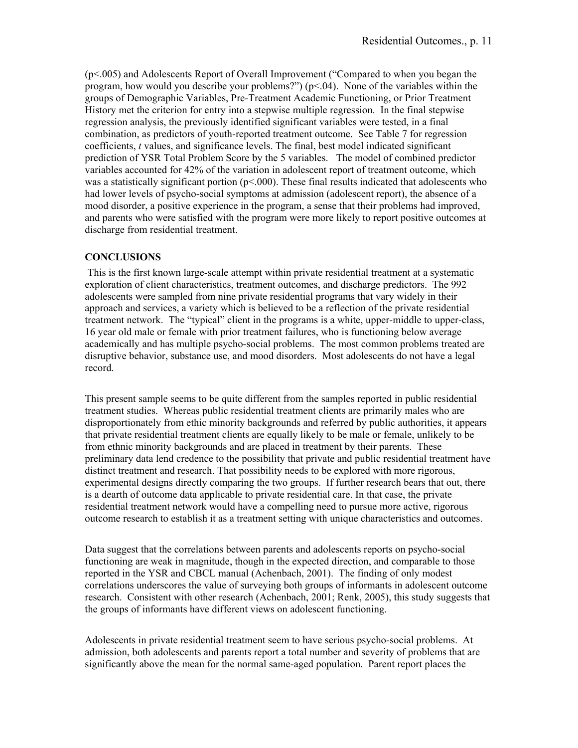($p<.005$) and Adolescents Report of Overall Improvement ("Compared to when you began the program, how would you describe your problems?") ($p<.04$). None of the variables within the groups of Demographic Variables, Pre-Treatment Academic Functioning, or Prior Treatment History met the criterion for entry into a stepwise multiple regression. In the final stepwise regression analysis, the previously identified significant variables were tested, in a final combination, as predictors of youth-reported treatment outcome. See Table 7 for regression coefficients, *t* values, and significance levels. The final, best model indicated significant prediction of YSR Total Problem Score by the 5 variables. The model of combined predictor variables accounted for 42% of the variation in adolescent report of treatment outcome, which was a statistically significant portion ($p<.000$). These final results indicated that adolescents who had lower levels of psycho-social symptoms at admission (adolescent report), the absence of a mood disorder, a positive experience in the program, a sense that their problems had improved, and parents who were satisfied with the program were more likely to report positive outcomes at discharge from residential treatment.

**CONCLUSIONS**

This is the first known large-scale attempt within private residential treatment at a systematic exploration of client characteristics, treatment outcomes, and discharge predictors. The 992 adolescents were sampled from nine private residential programs that vary widely in their approach and services, a variety which is believed to be a reflection of the private residential treatment network. The "typical" client in the programs is a white, upper-middle to upper-class, 16 year old male or female with prior treatment failures, who is functioning below average academically and has multiple psycho-social problems. The most common problems treated are disruptive behavior, substance use, and mood disorders. Most adolescents do not have a legal record.

This present sample seems to be quite different from the samples reported in public residential treatment studies. Whereas public residential treatment clients are primarily males who are disproportionately from ethic minority backgrounds and referred by public authorities, it appears that private residential treatment clients are equally likely to be male or female, unlikely to be from ethnic minority backgrounds and are placed in treatment by their parents. These preliminary data lend credence to the possibility that private and public residential treatment have distinct treatment and research. That possibility needs to be explored with more rigorous, experimental designs directly comparing the two groups. If further research bears that out, there is a dearth of outcome data applicable to private residential care. In that case, the private residential treatment network would have a compelling need to pursue more active, rigorous outcome research to establish it as a treatment setting with unique characteristics and outcomes.

Data suggest that the correlations between parents and adolescents reports on psycho-social functioning are weak in magnitude, though in the expected direction, and comparable to those reported in the YSR and CBCL manual (Achenbach, 2001). The finding of only modest correlations underscores the value of surveying both groups of informants in adolescent outcome research. Consistent with other research (Achenbach, 2001; Renk, 2005), this study suggests that the groups of informants have different views on adolescent functioning.

Adolescents in private residential treatment seem to have serious psycho-social problems. At admission, both adolescents and parents report a total number and severity of problems that are significantly above the mean for the normal same-aged population. Parent report places the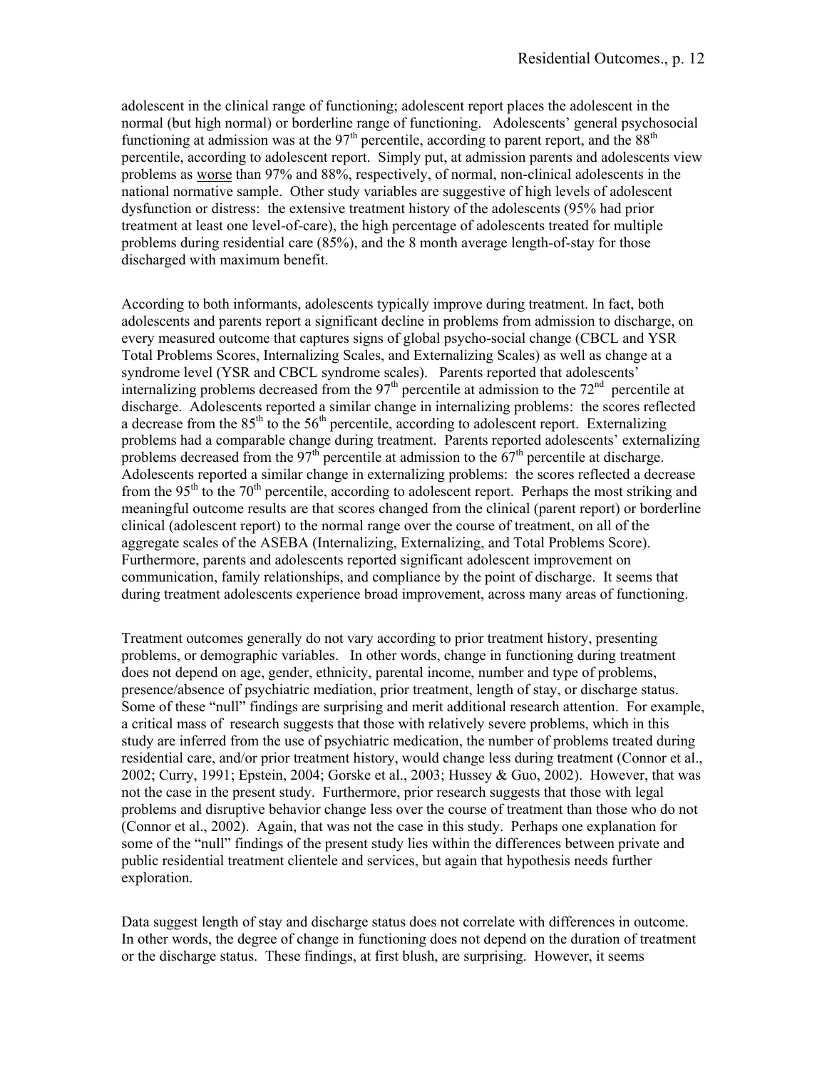adolescent in the clinical range of functioning; adolescent report places the adolescent in the normal (but high normal) or borderline range of functioning. Adolescents' general psychosocial functioning at admission was at the 97th percentile, according to parent report, and the 88th percentile, according to adolescent report. Simply put, at admission parents and adolescents view problems as <u>worse</u> than 97% and 88%, respectively, of normal, non-clinical adolescents in the national normative sample. Other study variables are suggestive of high levels of adolescent dysfunction or distress: the extensive treatment history of the adolescents (95% had prior treatment at least one level-of-care), the high percentage of adolescents treated for multiple problems during residential care (85%), and the 8 month average length-of-stay for those discharged with maximum benefit.

According to both informants, adolescents typically improve during treatment. In fact, both adolescents and parents report a significant decline in problems from admission to discharge, on every measured outcome that captures signs of global psycho-social change (CBCL and YSR Total Problems Scores, Internalizing Scales, and Externalizing Scales) as well as change at a syndrome level (YSR and CBCL syndrome scales). Parents reported that adolescents' internalizing problems decreased from the 97th percentile at admission to the 72nd percentile at discharge. Adolescents reported a similar change in internalizing problems: the scores reflected a decrease from the 85th to the 56th percentile, according to adolescent report. Externalizing problems had a comparable change during treatment. Parents reported adolescents' externalizing problems decreased from the 97th percentile at admission to the 67th percentile at discharge. Adolescents reported a similar change in externalizing problems: the scores reflected a decrease from the 95th to the 70th percentile, according to adolescent report. Perhaps the most striking and meaningful outcome results are that scores changed from the clinical (parent report) or borderline clinical (adolescent report) to the normal range over the course of treatment, on all of the aggregate scales of the ASEBA (Internalizing, Externalizing, and Total Problems Score). Furthermore, parents and adolescents reported significant adolescent improvement on communication, family relationships, and compliance by the point of discharge. It seems that during treatment adolescents experience broad improvement, across many areas of functioning.

Treatment outcomes generally do not vary according to prior treatment history, presenting problems, or demographic variables. In other words, change in functioning during treatment does not depend on age, gender, ethnicity, parental income, number and type of problems, presence/absence of psychiatric mediation, prior treatment, length of stay, or discharge status. Some of these "null" findings are surprising and merit additional research attention. For example, a critical mass of research suggests that those with relatively severe problems, which in this study are inferred from the use of psychiatric medication, the number of problems treated during residential care, and/or prior treatment history, would change less during treatment (Connor et al., 2002; Curry, 1991; Epstein, 2004; Gorske et al., 2003; Hussey & Guo, 2002). However, that was not the case in the present study. Furthermore, prior research suggests that those with legal problems and disruptive behavior change less over the course of treatment than those who do not (Connor et al., 2002). Again, that was not the case in this study. Perhaps one explanation for some of the "null" findings of the present study lies within the differences between private and public residential treatment clientele and services, but again that hypothesis needs further exploration.

Data suggest length of stay and discharge status does not correlate with differences in outcome. In other words, the degree of change in functioning does not depend on the duration of treatment or the discharge status. These findings, at first blush, are surprising. However, it seems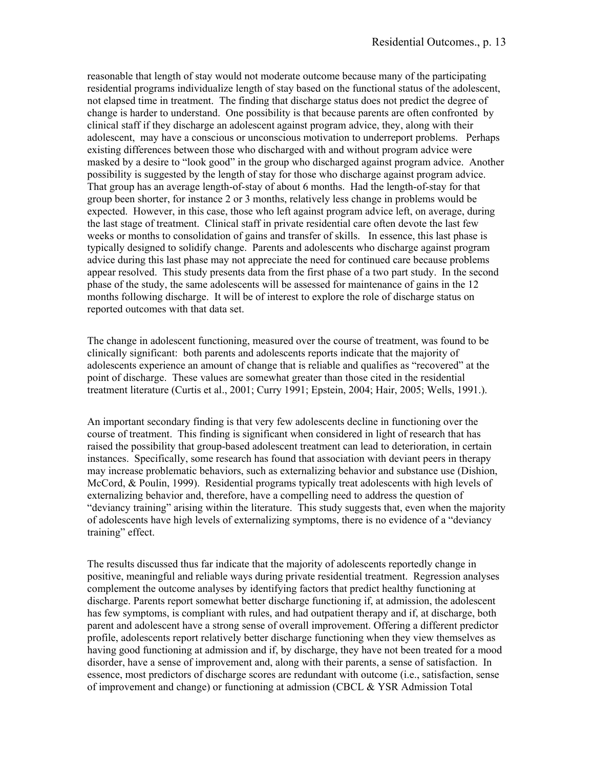reasonable that length of stay would not moderate outcome because many of the participating residential programs individualize length of stay based on the functional status of the adolescent, not elapsed time in treatment. The finding that discharge status does not predict the degree of change is harder to understand. One possibility is that because parents are often confronted by clinical staff if they discharge an adolescent against program advice, they, along with their adolescent, may have a conscious or unconscious motivation to underreport problems. Perhaps existing differences between those who discharged with and without program advice were masked by a desire to "look good" in the group who discharged against program advice. Another possibility is suggested by the length of stay for those who discharge against program advice. That group has an average length-of-stay of about 6 months. Had the length-of-stay for that group been shorter, for instance 2 or 3 months, relatively less change in problems would be expected. However, in this case, those who left against program advice left, on average, during the last stage of treatment. Clinical staff in private residential care often devote the last few weeks or months to consolidation of gains and transfer of skills. In essence, this last phase is typically designed to solidify change. Parents and adolescents who discharge against program advice during this last phase may not appreciate the need for continued care because problems appear resolved. This study presents data from the first phase of a two part study. In the second phase of the study, the same adolescents will be assessed for maintenance of gains in the 12 months following discharge. It will be of interest to explore the role of discharge status on reported outcomes with that data set.

The change in adolescent functioning, measured over the course of treatment, was found to be clinically significant: both parents and adolescents reports indicate that the majority of adolescents experience an amount of change that is reliable and qualifies as "recovered" at the point of discharge. These values are somewhat greater than those cited in the residential treatment literature (Curtis et al., 2001; Curry 1991; Epstein, 2004; Hair, 2005; Wells, 1991.).

An important secondary finding is that very few adolescents decline in functioning over the course of treatment. This finding is significant when considered in light of research that has raised the possibility that group-based adolescent treatment can lead to deterioration, in certain instances. Specifically, some research has found that association with deviant peers in therapy may increase problematic behaviors, such as externalizing behavior and substance use (Dishion, McCord, & Poulin, 1999). Residential programs typically treat adolescents with high levels of externalizing behavior and, therefore, have a compelling need to address the question of "deviancy training" arising within the literature. This study suggests that, even when the majority of adolescents have high levels of externalizing symptoms, there is no evidence of a "deviancy training" effect.

The results discussed thus far indicate that the majority of adolescents reportedly change in positive, meaningful and reliable ways during private residential treatment. Regression analyses complement the outcome analyses by identifying factors that predict healthy functioning at discharge. Parents report somewhat better discharge functioning if, at admission, the adolescent has few symptoms, is compliant with rules, and had outpatient therapy and if, at discharge, both parent and adolescent have a strong sense of overall improvement. Offering a different predictor profile, adolescents report relatively better discharge functioning when they view themselves as having good functioning at admission and if, by discharge, they have not been treated for a mood disorder, have a sense of improvement and, along with their parents, a sense of satisfaction. In essence, most predictors of discharge scores are redundant with outcome (i.e., satisfaction, sense of improvement and change) or functioning at admission (CBCL & YSR Admission Total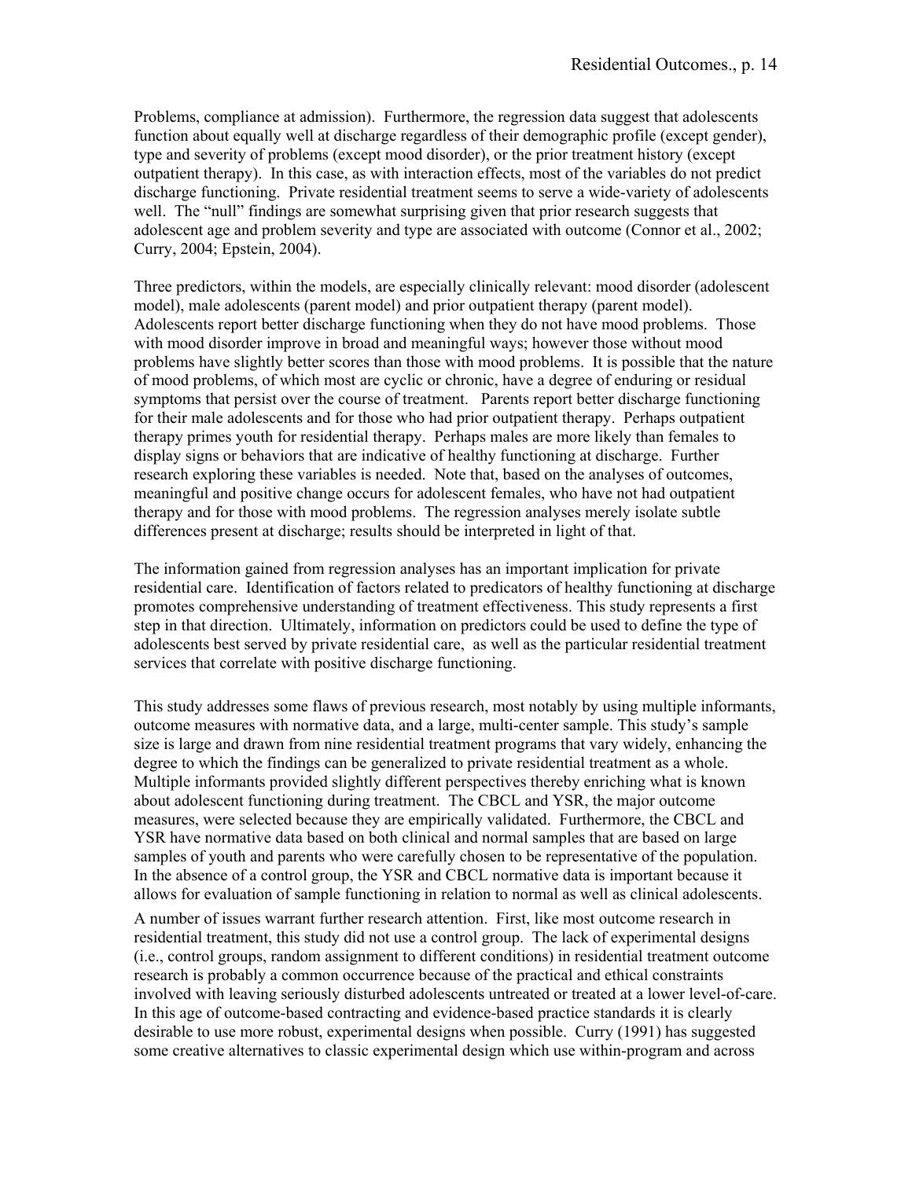Problems, compliance at admission). Furthermore, the regression data suggest that adolescents function about equally well at discharge regardless of their demographic profile (except gender), type and severity of problems (except mood disorder), or the prior treatment history (except outpatient therapy). In this case, as with interaction effects, most of the variables do not predict discharge functioning. Private residential treatment seems to serve a wide-variety of adolescents well. The "null" findings are somewhat surprising given that prior research suggests that adolescent age and problem severity and type are associated with outcome (Connor et al., 2002; Curry, 2004; Epstein, 2004).

Three predictors, within the models, are especially clinically relevant: mood disorder (adolescent model), male adolescents (parent model) and prior outpatient therapy (parent model). Adolescents report better discharge functioning when they do not have mood problems. Those with mood disorder improve in broad and meaningful ways; however those without mood problems have slightly better scores than those with mood problems. It is possible that the nature of mood problems, of which most are cyclic or chronic, have a degree of enduring or residual symptoms that persist over the course of treatment. Parents report better discharge functioning for their male adolescents and for those who had prior outpatient therapy. Perhaps outpatient therapy primes youth for residential therapy. Perhaps males are more likely than females to display signs or behaviors that are indicative of healthy functioning at discharge. Further research exploring these variables is needed. Note that, based on the analyses of outcomes, meaningful and positive change occurs for adolescent females, who have not had outpatient therapy and for those with mood problems. The regression analyses merely isolate subtle differences present at discharge; results should be interpreted in light of that.

The information gained from regression analyses has an important implication for private residential care. Identification of factors related to predicators of healthy functioning at discharge promotes comprehensive understanding of treatment effectiveness. This study represents a first step in that direction. Ultimately, information on predictors could be used to define the type of adolescents best served by private residential care, as well as the particular residential treatment services that correlate with positive discharge functioning.

This study addresses some flaws of previous research, most notably by using multiple informants, outcome measures with normative data, and a large, multi-center sample. This study's sample size is large and drawn from nine residential treatment programs that vary widely, enhancing the degree to which the findings can be generalized to private residential treatment as a whole. Multiple informants provided slightly different perspectives thereby enriching what is known about adolescent functioning during treatment. The CBCL and YSR, the major outcome measures, were selected because they are empirically validated. Furthermore, the CBCL and YSR have normative data based on both clinical and normal samples that are based on large samples of youth and parents who were carefully chosen to be representative of the population. In the absence of a control group, the YSR and CBCL normative data is important because it allows for evaluation of sample functioning in relation to normal as well as clinical adolescents.

A number of issues warrant further research attention. First, like most outcome research in residential treatment, this study did not use a control group. The lack of experimental designs (i.e., control groups, random assignment to different conditions) in residential treatment outcome research is probably a common occurrence because of the practical and ethical constraints involved with leaving seriously disturbed adolescents untreated or treated at a lower level-of-care. In this age of outcome-based contracting and evidence-based practice standards it is clearly desirable to use more robust, experimental designs when possible. Curry (1991) has suggested some creative alternatives to classic experimental design which use within-program and across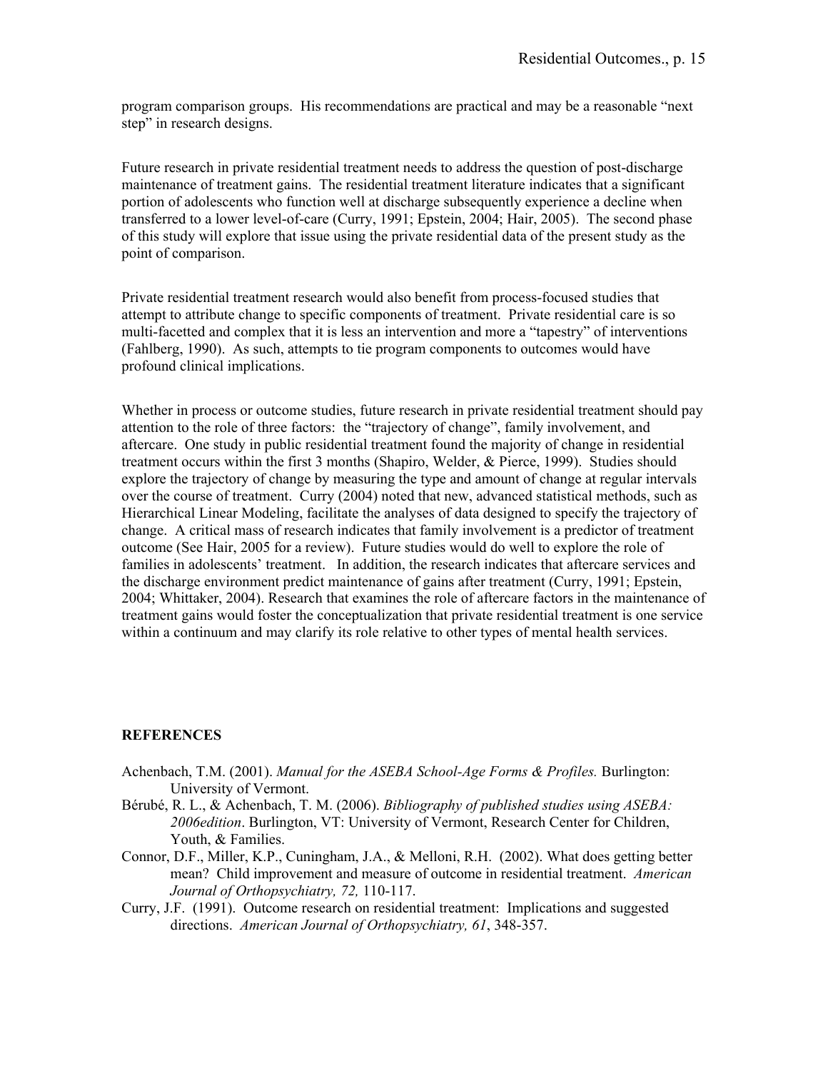program comparison groups. His recommendations are practical and may be a reasonable "next step" in research designs.

Future research in private residential treatment needs to address the question of post-discharge maintenance of treatment gains. The residential treatment literature indicates that a significant portion of adolescents who function well at discharge subsequently experience a decline when transferred to a lower level-of-care (Curry, 1991; Epstein, 2004; Hair, 2005). The second phase of this study will explore that issue using the private residential data of the present study as the point of comparison.

Private residential treatment research would also benefit from process-focused studies that attempt to attribute change to specific components of treatment. Private residential care is so multi-facetted and complex that it is less an intervention and more a "tapestry" of interventions (Fahlberg, 1990). As such, attempts to tie program components to outcomes would have profound clinical implications.

Whether in process or outcome studies, future research in private residential treatment should pay attention to the role of three factors: the "trajectory of change", family involvement, and aftercare. One study in public residential treatment found the majority of change in residential treatment occurs within the first 3 months (Shapiro, Welder, & Pierce, 1999). Studies should explore the trajectory of change by measuring the type and amount of change at regular intervals over the course of treatment. Curry (2004) noted that new, advanced statistical methods, such as Hierarchical Linear Modeling, facilitate the analyses of data designed to specify the trajectory of change. A critical mass of research indicates that family involvement is a predictor of treatment outcome (See Hair, 2005 for a review). Future studies would do well to explore the role of families in adolescents' treatment. In addition, the research indicates that aftercare services and the discharge environment predict maintenance of gains after treatment (Curry, 1991; Epstein, 2004; Whittaker, 2004). Research that examines the role of aftercare factors in the maintenance of treatment gains would foster the conceptualization that private residential treatment is one service within a continuum and may clarify its role relative to other types of mental health services.

## REFERENCES

Achenbach, T.M. (2001). *Manual for the ASEBA School-Age Forms & Profiles.* Burlington: University of Vermont.

Bérubé, R. L., & Achenbach, T. M. (2006). *Bibliography of published studies using ASEBA: 2006edition*. Burlington, VT: University of Vermont, Research Center for Children, Youth, & Families.

Connor, D.F., Miller, K.P., Cuningham, J.A., & Melloni, R.H. (2002). What does getting better mean? Child improvement and measure of outcome in residential treatment. *American Journal of Orthopsychiatry, 72,* 110-117.

Curry, J.F. (1991). Outcome research on residential treatment: Implications and suggested directions. *American Journal of Orthopsychiatry, 61*, 348-357.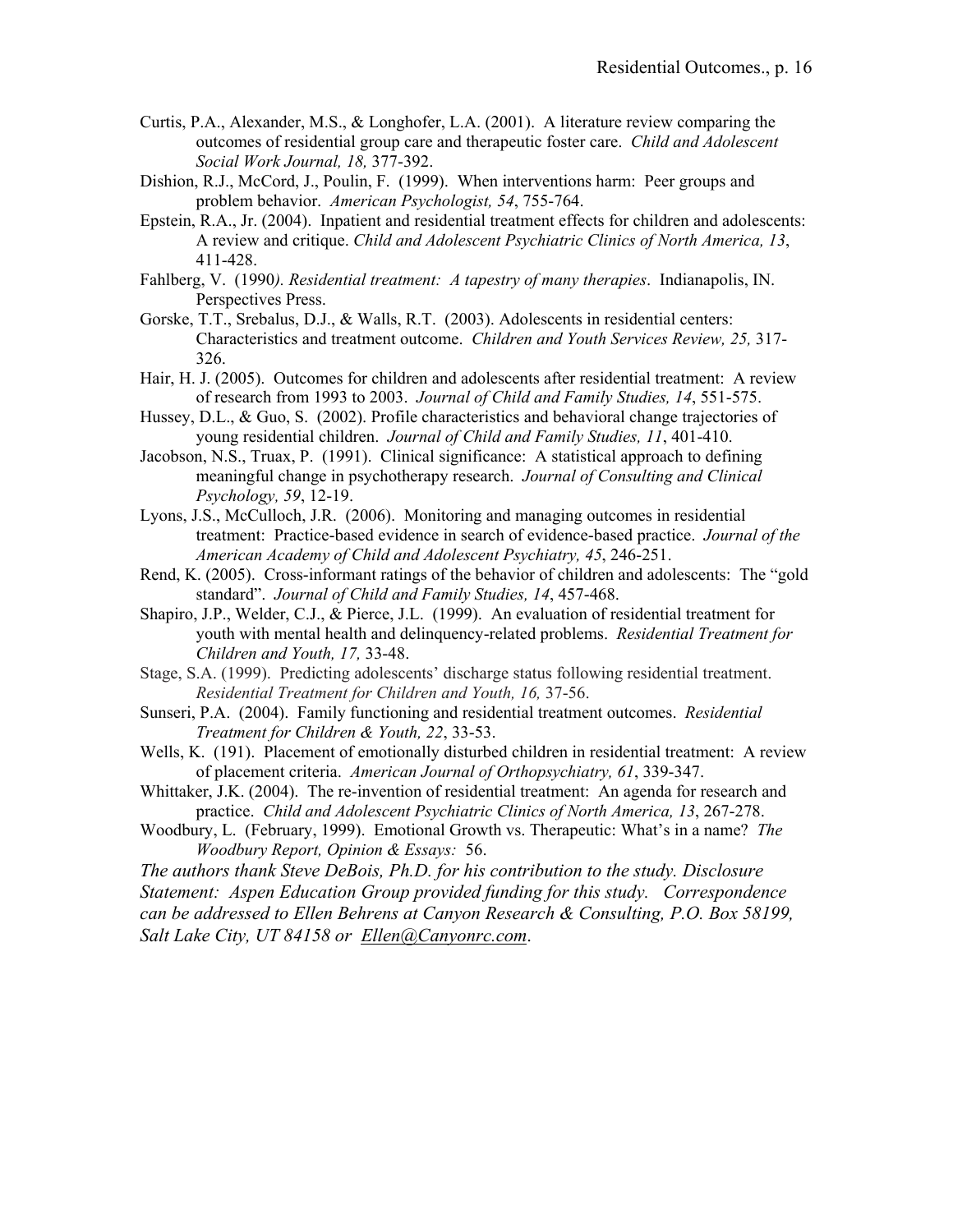Curtis, P.A., Alexander, M.S., & Longhofer, L.A. (2001). A literature review comparing the outcomes of residential group care and therapeutic foster care. *Child and Adolescent Social Work Journal, 18,* 377-392.

Dishion, R.J., McCord, J., Poulin, F. (1999). When interventions harm: Peer groups and problem behavior. *American Psychologist, 54*, 755-764.

Epstein, R.A., Jr. (2004). Inpatient and residential treatment effects for children and adolescents: A review and critique. *Child and Adolescent Psychiatric Clinics of North America, 13*, 411-428.

Fahlberg, V. (1990*). Residential treatment: A tapestry of many therapies*. Indianapolis, IN. Perspectives Press.

Gorske, T.T., Srebalus, D.J., & Walls, R.T. (2003). Adolescents in residential centers: Characteristics and treatment outcome. *Children and Youth Services Review, 25,* 317-326.

Hair, H. J. (2005). Outcomes for children and adolescents after residential treatment: A review of research from 1993 to 2003. *Journal of Child and Family Studies, 14*, 551-575.

Hussey, D.L., & Guo, S. (2002). Profile characteristics and behavioral change trajectories of young residential children. *Journal of Child and Family Studies, 11*, 401-410.

Jacobson, N.S., Truax, P. (1991). Clinical significance: A statistical approach to defining meaningful change in psychotherapy research. *Journal of Consulting and Clinical Psychology, 59*, 12-19.

Lyons, J.S., McCulloch, J.R. (2006). Monitoring and managing outcomes in residential treatment: Practice-based evidence in search of evidence-based practice. *Journal of the American Academy of Child and Adolescent Psychiatry, 45*, 246-251.

Rend, K. (2005). Cross-informant ratings of the behavior of children and adolescents: The "gold standard". *Journal of Child and Family Studies, 14*, 457-468.

Shapiro, J.P., Welder, C.J., & Pierce, J.L. (1999). An evaluation of residential treatment for youth with mental health and delinquency-related problems. *Residential Treatment for Children and Youth, 17,* 33-48.

Stage, S.A. (1999). Predicting adolescents' discharge status following residential treatment. *Residential Treatment for Children and Youth, 16,* 37-56.

Sunseri, P.A. (2004). Family functioning and residential treatment outcomes. *Residential Treatment for Children & Youth, 22*, 33-53.

Wells, K. (191). Placement of emotionally disturbed children in residential treatment: A review of placement criteria. *American Journal of Orthopsychiatry, 61*, 339-347.

Whittaker, J.K. (2004). The re-invention of residential treatment: An agenda for research and practice. *Child and Adolescent Psychiatric Clinics of North America, 13*, 267-278.

Woodbury, L. (February, 1999). Emotional Growth vs. Therapeutic: What's in a name? *The Woodbury Report, Opinion & Essays:* 56.

*The authors thank Steve DeBois, Ph.D. for his contribution to the study. Disclosure Statement: Aspen Education Group provided funding for this study. Correspondence can be addressed to Ellen Behrens at Canyon Research & Consulting, P.O. Box 58199, Salt Lake City, UT 84158 or Ellen@Canyonrc.com*.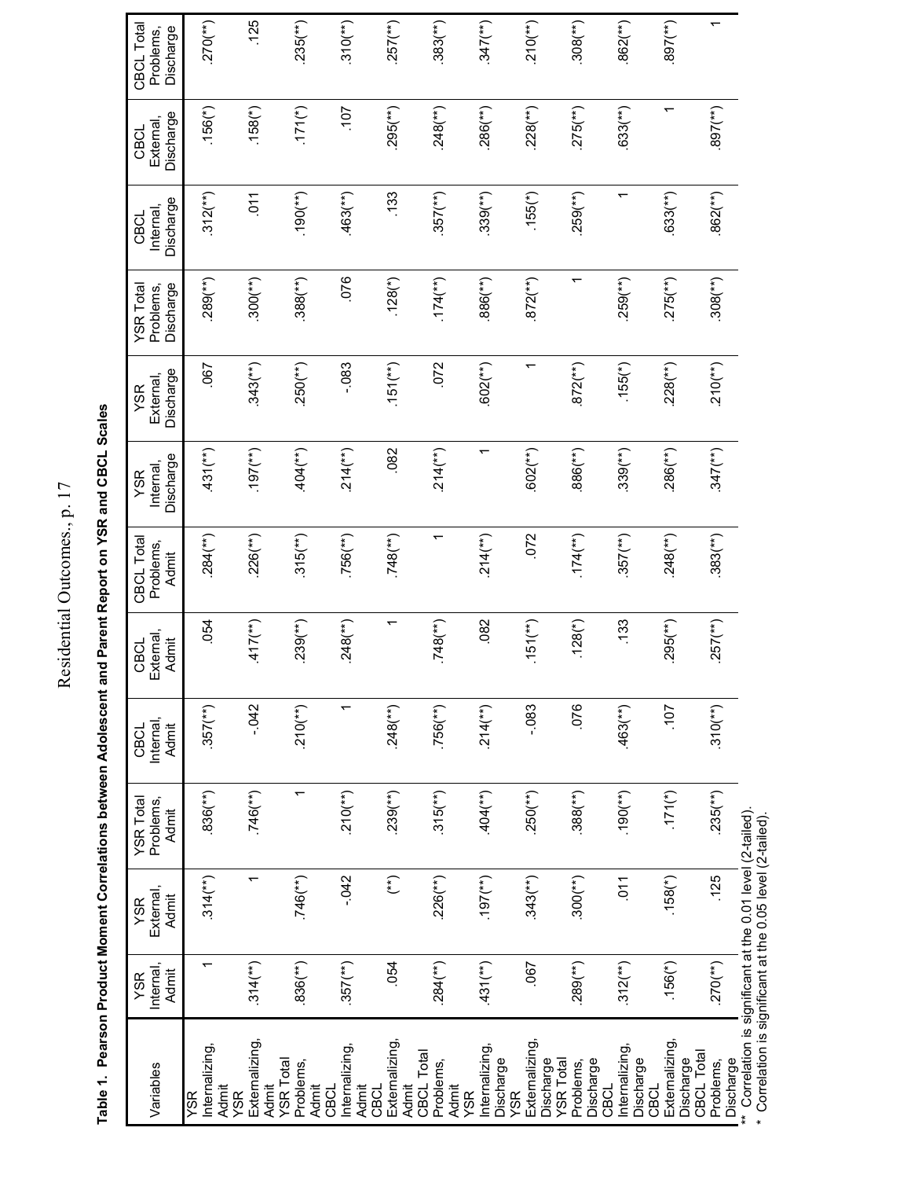**Table 1. Pearson Product Moment Correlations between Adolescent and Parent Report on YSR and CBCL Scales**

| Variables | YSR Internal, Admit | YSR External, Admit | YSR Total Problems, Admit | CBCL Internal, Admit | CBCL External, Admit | CBCL Total Problems, Admit | YSR Internal, Discharge | YSR External, Discharge | YSR Total Problems, Discharge | CBCL Internal, Discharge | CBCL External, Discharge | CBCL Total Problems, Discharge |
|---|---|---|---|---|---|---|---|---|---|---|---|---|
| YSR Internalizing, Admit | 1 | .314(**) | .836(**) | .357(**) | .054 | .284(**) | .431(**) | .067 | .289(**) | .312(**) | .156(*) | .270(**) |
| YSR Externalizing, Admit | .314(**) | 1 | .746(**) | -.042 | .417(**) | .226(**) | .197(**) | .343(**) | .300(**) | .011 | .158(*) | .125 |
| YSR Total Problems, Admit | .836(**) | .746(**) | 1 | .210(**) | .239(**) | .315(**) | .404(**) | .250(**) | .388(**) | .190(**) | .171(*) | .235(**) |
| CBCL Internalizing, Admit | .357(**) | -.042 | .210(**) | 1 | .248(**) | .756(**) | .214(**) | -.083 | .076 | .463(**) | .107 | .310(**) |
| CBCL Externalizing, Admit | .054 | (**) | .239(**) | .248(**) | 1 | .748(**) | .082 | .151(**) | .128(*) | .133 | .295(**) | .257(**) |
| CBCL Total Problems, Admit | .284(**) | .226(**) | .315(**) | .756(**) | .748(**) | 1 | .214(**) | .072 | .174(**) | .357(**) | .248(**) | .383(**) |
| YSR Internalizing, Discharge | .431(**) | .197(**) | .404(**) | .214(**) | .082 | .214(**) | 1 | .602(**) | .886(**) | .339(**) | .286(**) | .347(**) |
| YSR Externalizing, Discharge | .067 | .343(**) | .250(**) | -.083 | .151(**) | .072 | .602(**) | 1 | .872(**) | .155(*) | .228(**) | .210(**) |
| YSR Total Problems, Discharge | .289(**) | .300(**) | .388(**) | .076 | .128(*) | .174(**) | .886(**) | .872(**) | 1 | .259(**) | .275(**) | .308(**) |
| CBCL Internalizing, Discharge | .312(**) | .011 | .190(**) | .463(**) | .133 | .357(**) | .339(**) | .155(*) | .259(**) | 1 | .633(**) | .862(**) |
| CBCL Externalizing, Discharge | .156(*) | .158(*) | .171(*) | .107 | .295(**) | .248(**) | .286(**) | .228(**) | .275(**) | .633(**) | 1 | .897(**) |
| CBCL Total Problems, Discharge | .270(**) | .125 | .235(**) | .310(**) | .257(**) | .383(**) | .347(**) | .210(**) | .308(**) | .862(**) | .897(**) | 1 |

** Correlation is significant at the 0.01 level (2-tailed).
* Correlation is significant at the 0.05 level (2-tailed).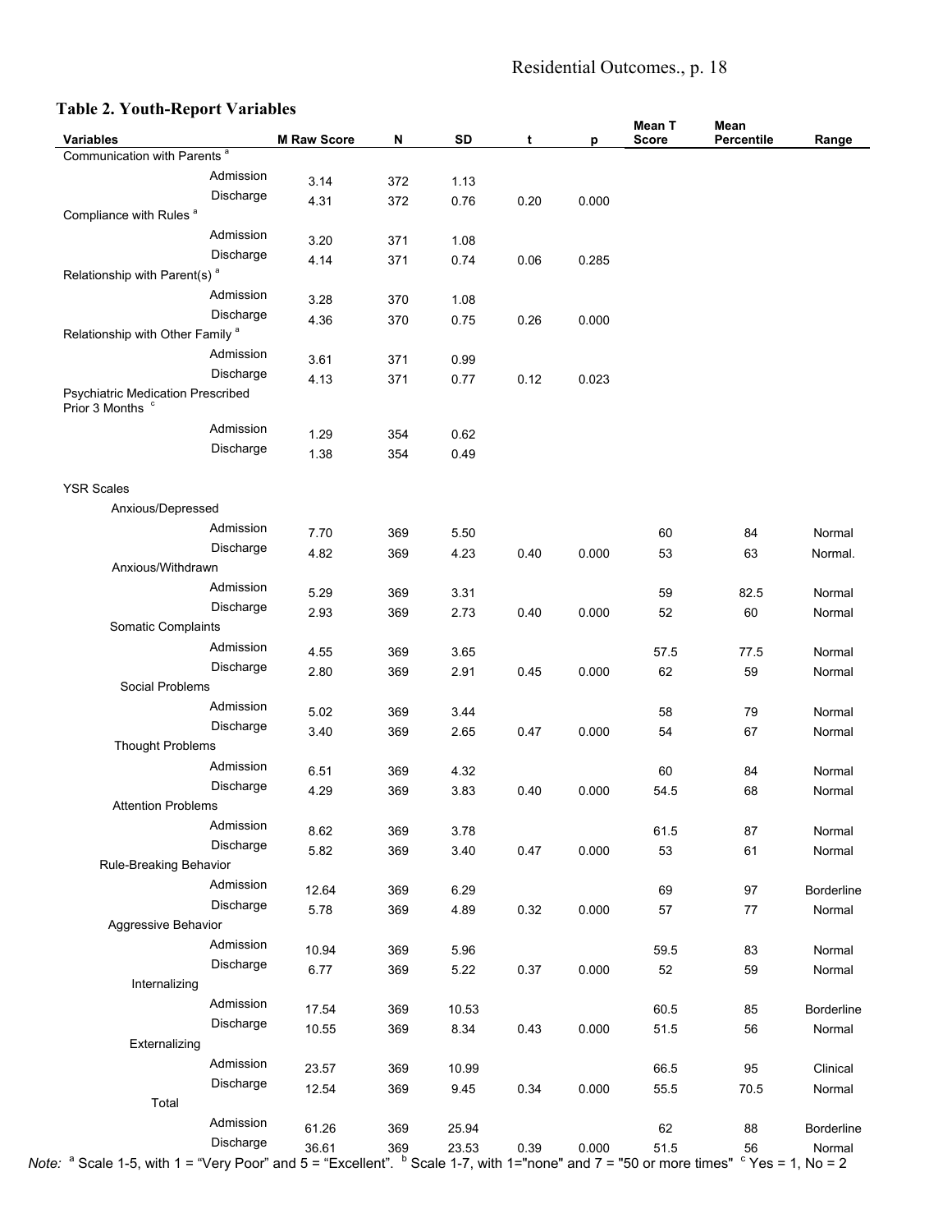**Table 2. Youth-Report Variables**

| Variables | M Raw Score | N | SD | t | p | Mean T Score | Mean Percentile | Range |
|---|---|---|---|---|---|---|---|---|
| Communication with Parents [a] | | | | | | | | |
| Admission | 3.14 | 372 | 1.13 | | | | | |
| Discharge | 4.31 | 372 | 0.76 | 0.20 | 0.000 | | | |
| Compliance with Rules [a] | | | | | | | | |
| Admission | 3.20 | 371 | 1.08 | | | | | |
| Discharge | 4.14 | 371 | 0.74 | 0.06 | 0.285 | | | |
| Relationship with Parent(s) [a] | | | | | | | | |
| Admission | 3.28 | 370 | 1.08 | | | | | |
| Discharge | 4.36 | 370 | 0.75 | 0.26 | 0.000 | | | |
| Relationship with Other Family [a] | | | | | | | | |
| Admission | 3.61 | 371 | 0.99 | | | | | |
| Discharge | 4.13 | 371 | 0.77 | 0.12 | 0.023 | | | |
| Psychiatric Medication Prescribed Prior 3 Months [c] | | | | | | | | |
| Admission | 1.29 | 354 | 0.62 | | | | | |
| Discharge | 1.38 | 354 | 0.49 | | | | | |
| YSR Scales | | | | | | | | |
| Anxious/Depressed | | | | | | | | |
| Admission | 7.70 | 369 | 5.50 | | | 60 | 84 | Normal |
| Discharge | 4.82 | 369 | 4.23 | 0.40 | 0.000 | 53 | 63 | Normal. |
| Anxious/Withdrawn | | | | | | | | |
| Admission | 5.29 | 369 | 3.31 | | | 59 | 82.5 | Normal |
| Discharge | 2.93 | 369 | 2.73 | 0.40 | 0.000 | 52 | 60 | Normal |
| Somatic Complaints | | | | | | | | |
| Admission | 4.55 | 369 | 3.65 | | | 57.5 | 77.5 | Normal |
| Discharge | 2.80 | 369 | 2.91 | 0.45 | 0.000 | 62 | 59 | Normal |
| Social Problems | | | | | | | | |
| Admission | 5.02 | 369 | 3.44 | | | 58 | 79 | Normal |
| Discharge | 3.40 | 369 | 2.65 | 0.47 | 0.000 | 54 | 67 | Normal |
| Thought Problems | | | | | | | | |
| Admission | 6.51 | 369 | 4.32 | | | 60 | 84 | Normal |
| Discharge | 4.29 | 369 | 3.83 | 0.40 | 0.000 | 54.5 | 68 | Normal |
| Attention Problems | | | | | | | | |
| Admission | 8.62 | 369 | 3.78 | | | 61.5 | 87 | Normal |
| Discharge | 5.82 | 369 | 3.40 | 0.47 | 0.000 | 53 | 61 | Normal |
| Rule-Breaking Behavior | | | | | | | | |
| Admission | 12.64 | 369 | 6.29 | | | 69 | 97 | Borderline |
| Discharge | 5.78 | 369 | 4.89 | 0.32 | 0.000 | 57 | 77 | Normal |
| Aggressive Behavior | | | | | | | | |
| Admission | 10.94 | 369 | 5.96 | | | 59.5 | 83 | Normal |
| Discharge | 6.77 | 369 | 5.22 | 0.37 | 0.000 | 52 | 59 | Normal |
| Internalizing | | | | | | | | |
| Admission | 17.54 | 369 | 10.53 | | | 60.5 | 85 | Borderline |
| Discharge | 10.55 | 369 | 8.34 | 0.43 | 0.000 | 51.5 | 56 | Normal |
| Externalizing | | | | | | | | |
| Admission | 23.57 | 369 | 10.99 | | | 66.5 | 95 | Clinical |
| Discharge | 12.54 | 369 | 9.45 | 0.34 | 0.000 | 55.5 | 70.5 | Normal |
| Total | | | | | | | | |
| Admission | 61.26 | 369 | 25.94 | | | 62 | 88 | Borderline |
| Discharge | 36.61 | 369 | 23.53 | 0.39 | 0.000 | 51.5 | 56 | Normal |

*Note:* [a] Scale 1-5, with 1 = "Very Poor" and 5 = "Excellent". [b] Scale 1-7, with 1="none" and 7 = "50 or more times" [c] Yes = 1, No = 2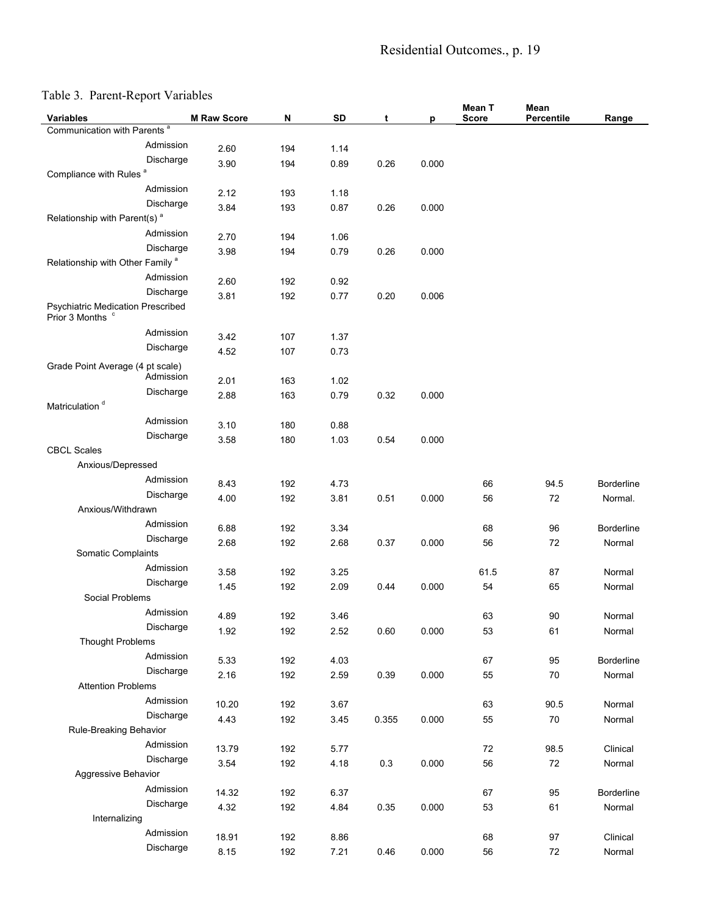Table 3. Parent-Report Variables

| Variables | M Raw Score | N | SD | t | p | Mean T Score | Mean Percentile | Range |
|---|---|---|---|---|---|---|---|---|
| Communication with Parents [a] | | | | | | | | |
| Admission | 2.60 | 194 | 1.14 | | | | | |
| Discharge | 3.90 | 194 | 0.89 | 0.26 | 0.000 | | | |
| Compliance with Rules [a] | | | | | | | | |
| Admission | 2.12 | 193 | 1.18 | | | | | |
| Discharge | 3.84 | 193 | 0.87 | 0.26 | 0.000 | | | |
| Relationship with Parent(s) [a] | | | | | | | | |
| Admission | 2.70 | 194 | 1.06 | | | | | |
| Discharge | 3.98 | 194 | 0.79 | 0.26 | 0.000 | | | |
| Relationship with Other Family [a] | | | | | | | | |
| Admission | 2.60 | 192 | 0.92 | | | | | |
| Discharge | 3.81 | 192 | 0.77 | 0.20 | 0.006 | | | |
| Psychiatric Medication Prescribed Prior 3 Months [c] | | | | | | | | |
| Admission | 3.42 | 107 | 1.37 | | | | | |
| Discharge | 4.52 | 107 | 0.73 | | | | | |
| Grade Point Average (4 pt scale) | | | | | | | | |
| Admission | 2.01 | 163 | 1.02 | | | | | |
| Discharge | 2.88 | 163 | 0.79 | 0.32 | 0.000 | | | |
| Matriculation [d] | | | | | | | | |
| Admission | 3.10 | 180 | 0.88 | | | | | |
| Discharge | 3.58 | 180 | 1.03 | 0.54 | 0.000 | | | |
| CBCL Scales | | | | | | | | |
| Anxious/Depressed | | | | | | | | |
| Admission | 8.43 | 192 | 4.73 | | | 66 | 94.5 | Borderline |
| Discharge | 4.00 | 192 | 3.81 | 0.51 | 0.000 | 56 | 72 | Normal. |
| Anxious/Withdrawn | | | | | | | | |
| Admission | 6.88 | 192 | 3.34 | | | 68 | 96 | Borderline |
| Discharge | 2.68 | 192 | 2.68 | 0.37 | 0.000 | 56 | 72 | Normal |
| Somatic Complaints | | | | | | | | |
| Admission | 3.58 | 192 | 3.25 | | | 61.5 | 87 | Normal |
| Discharge | 1.45 | 192 | 2.09 | 0.44 | 0.000 | 54 | 65 | Normal |
| Social Problems | | | | | | | | |
| Admission | 4.89 | 192 | 3.46 | | | 63 | 90 | Normal |
| Discharge | 1.92 | 192 | 2.52 | 0.60 | 0.000 | 53 | 61 | Normal |
| Thought Problems | | | | | | | | |
| Admission | 5.33 | 192 | 4.03 | | | 67 | 95 | Borderline |
| Discharge | 2.16 | 192 | 2.59 | 0.39 | 0.000 | 55 | 70 | Normal |
| Attention Problems | | | | | | | | |
| Admission | 10.20 | 192 | 3.67 | | | 63 | 90.5 | Normal |
| Discharge | 4.43 | 192 | 3.45 | 0.355 | 0.000 | 55 | 70 | Normal |
| Rule-Breaking Behavior | | | | | | | | |
| Admission | 13.79 | 192 | 5.77 | | | 72 | 98.5 | Clinical |
| Discharge | 3.54 | 192 | 4.18 | 0.3 | 0.000 | 56 | 72 | Normal |
| Aggressive Behavior | | | | | | | | |
| Admission | 14.32 | 192 | 6.37 | | | 67 | 95 | Borderline |
| Discharge | 4.32 | 192 | 4.84 | 0.35 | 0.000 | 53 | 61 | Normal |
| Internalizing | | | | | | | | |
| Admission | 18.91 | 192 | 8.86 | | | 68 | 97 | Clinical |
| Discharge | 8.15 | 192 | 7.21 | 0.46 | 0.000 | 56 | 72 | Normal |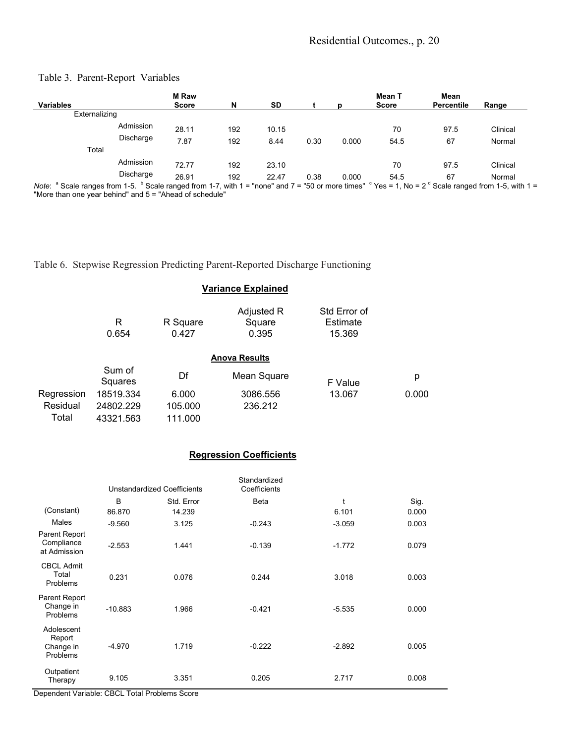Table 3. Parent-Report Variables

| Variables | M Raw Score | N | SD | t | p | Mean T Score | Mean Percentile | Range |
|---|---|---|---|---|---|---|---|---|
| Externalizing | | | | | | | | |
| Admission | 28.11 | 192 | 10.15 | | | 70 | 97.5 | Clinical |
| Discharge | 7.87 | 192 | 8.44 | 0.30 | 0.000 | 54.5 | 67 | Normal |
| Total | | | | | | | | |
| Admission | 72.77 | 192 | 23.10 | | | 70 | 97.5 | Clinical |
| Discharge | 26.91 | 192 | 22.47 | 0.38 | 0.000 | 54.5 | 67 | Normal |

*Note*: [a] Scale ranges from 1-5. [b] Scale ranged from 1-7, with 1 = "none" and 7 = "50 or more times" [c] Yes = 1, No = 2 [d] Scale ranged from 1-5, with 1 = "More than one year behind" and 5 = "Ahead of schedule"

Table 6. Stepwise Regression Predicting Parent-Reported Discharge Functioning

**Variance Explained**

| R | R Square | Adjusted R Square | Std Error of Estimate |
|---|---|---|---|
| 0.654 | 0.427 | 0.395 | 15.369 |

**Anova Results**

| | Sum of Squares | Df | Mean Square | F Value | p |
|---|---|---|---|---|---|
| Regression | 18519.334 | 6.000 | 3086.556 | 13.067 | 0.000 |
| Residual | 24802.229 | 105.000 | 236.212 | | |
| Total | 43321.563 | 111.000 | | | |

**Regression Coefficients**

| | Unstandardized Coefficients | | Standardized Coefficients | | |
|---|---|---|---|---|---|
| | B | Std. Error | Beta | t | Sig. |
| (Constant) | 86.870 | 14.239 | | 6.101 | 0.000 |
| Males | -9.560 | 3.125 | -0.243 | -3.059 | 0.003 |
| Parent Report Compliance at Admission | -2.553 | 1.441 | -0.139 | -1.772 | 0.079 |
| CBCL Admit Total Problems | 0.231 | 0.076 | 0.244 | 3.018 | 0.003 |
| Parent Report Change in Problems | -10.883 | 1.966 | -0.421 | -5.535 | 0.000 |
| Adolescent Report Change in Problems | -4.970 | 1.719 | -0.222 | -2.892 | 0.005 |
| Outpatient Therapy | 9.105 | 3.351 | 0.205 | 2.717 | 0.008 |

Dependent Variable: CBCL Total Problems Score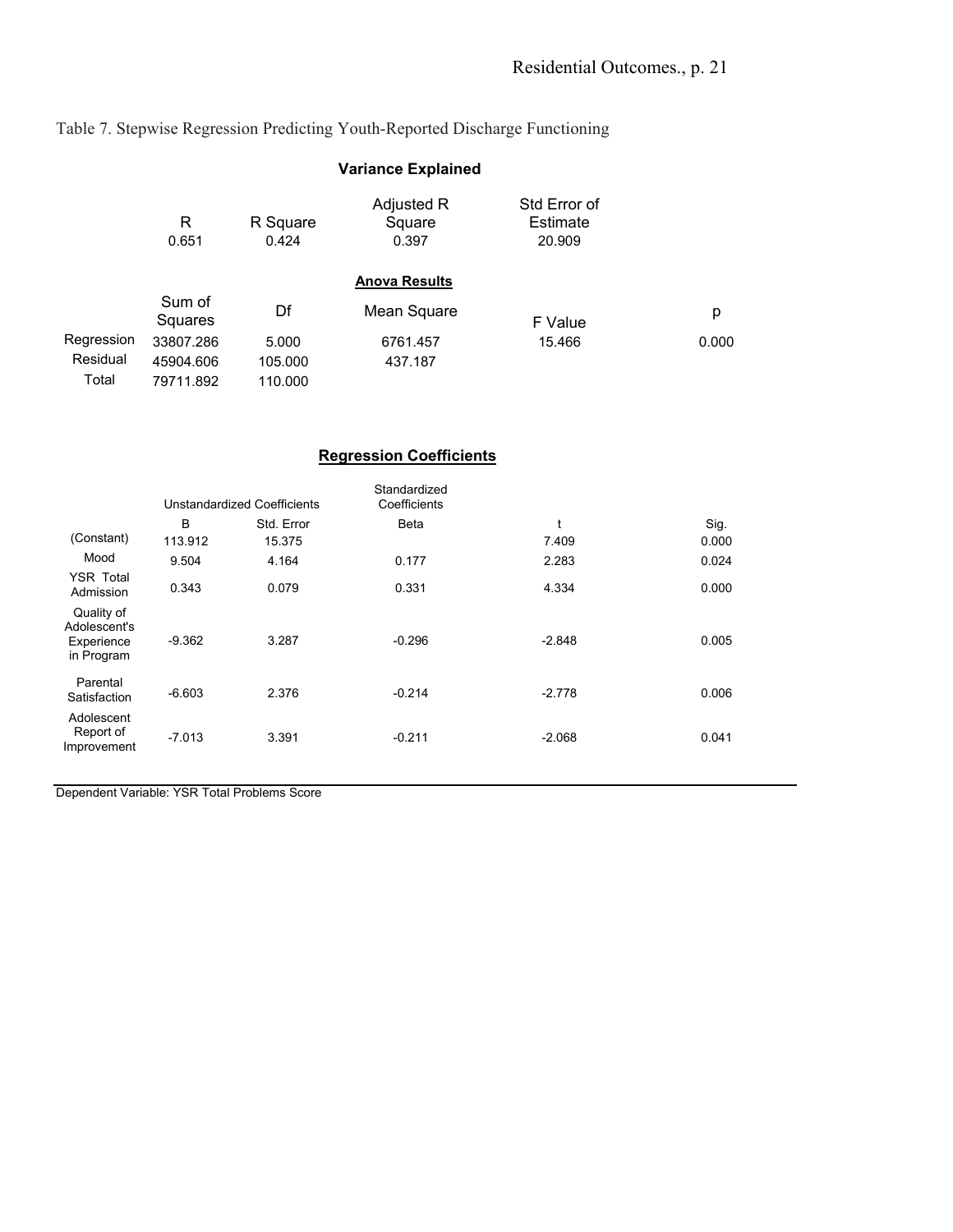Table 7. Stepwise Regression Predicting Youth-Reported Discharge Functioning

**Variance Explained**

| R | R Square | Adjusted R Square | Std Error of Estimate |
|---|---|---|---|
| 0.651 | 0.424 | 0.397 | 20.909 |

**Anova Results**

| | Sum of Squares | Df | Mean Square | F Value | p |
|---|---|---|---|---|---|
| Regression | 33807.286 | 5.000 | 6761.457 | 15.466 | 0.000 |
| Residual | 45904.606 | 105.000 | 437.187 | | |
| Total | 79711.892 | 110.000 | | | |

**Regression Coefficients**

| | Unstandardized Coefficients | | Standardized Coefficients | | |
|---|---|---|---|---|---|
| | B | Std. Error | Beta | t | Sig. |
| (Constant) | 113.912 | 15.375 | | 7.409 | 0.000 |
| Mood | 9.504 | 4.164 | 0.177 | 2.283 | 0.024 |
| YSR Total Admission | 0.343 | 0.079 | 0.331 | 4.334 | 0.000 |
| Quality of Adolescent's Experience in Program | -9.362 | 3.287 | -0.296 | -2.848 | 0.005 |
| Parental Satisfaction | -6.603 | 2.376 | -0.214 | -2.778 | 0.006 |
| Adolescent Report of Improvement | -7.013 | 3.391 | -0.211 | -2.068 | 0.041 |

Dependent Variable: YSR Total Problems Score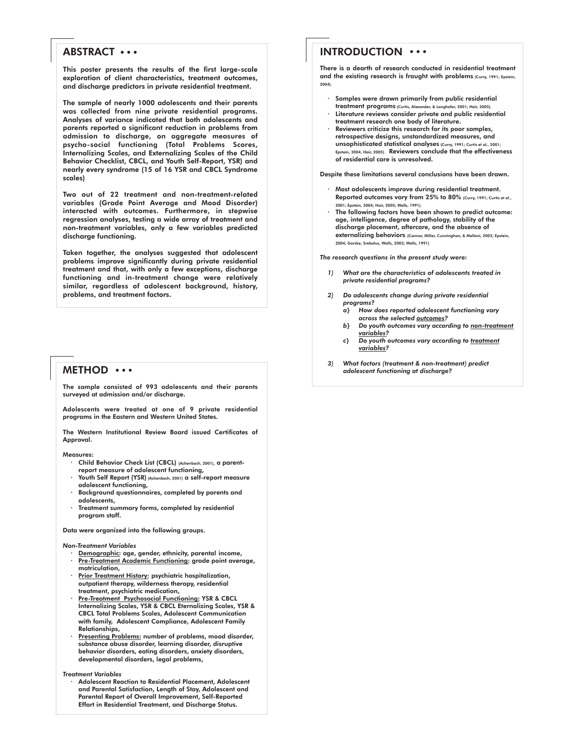## ABSTRACT • • •

**This poster presents the results of the first large-scale exploration of client characteristics, treatment outcomes, and discharge predictors in private residential treatment.**

**The sample of nearly 1000 adolescents and their parents was collected from nine private residential programs. Analyses of variance indicated that both adolescents and parents reported a significant reduction in problems from admission to discharge, on aggregate measures of psycho-social functioning (Total Problems Scores, Internalizing Scales, and Externalizing Scales of the Child Behavior Checklist, CBCL, and Youth Self-Report, YSR) and nearly every syndrome (15 of 16 YSR and CBCL Syndrome scales)**

**Two out of 22 treatment and non-treatment-related variables (Grade Point Average and Mood Disorder) interacted with outcomes. Furthermore, in stepwise regression analyses, testing a wide array of treatment and non-treatment variables, only a few variables predicted discharge functioning.**

**Taken together, the analyses suggested that adolescent problems improve significantly during private residential treatment and that, with only a few exceptions, discharge functioning and in-treatment change were relatively similar, regardless of adolescent background, history, problems, and treatment factors.**

## METHOD • • •

**The sample consisted of 993 adolescents and their parents surveyed at admission and/or discharge.**

**Adolescents were treated at one of 9 private residential programs in the Eastern and Western United States.**

**The Western Institutional Review Board issued Certificates of Approval.**

**Measures:**

- **Child Behavior Check List (CBCL)** (Achenbach, 2001), **a parent-report measure of adolescent functioning,**
- **Youth Self Report (YSR)** (Achenbach, 2001) **a self-report measure adolescent functioning,**
- **Background questionnaires, completed by parents and adolescents,**
- **Treatment summary forms, completed by residential program staff.**

**Data were organized into the following groups.**

***Non-Treatment Variables***

- **Demographic: age, gender, ethnicity, parental income,**
- **Pre-Treatment Academic Functioning: grade point average, matriculation,**
- **Prior Treatment History: psychiatric hospitalization, outpatient therapy, wilderness therapy, residential treatment, psychiatric medication,**
- **Pre-Treatment Psychosocial Functioning: YSR & CBCL Internalizing Scales, YSR & CBCL Eternalizing Scales, YSR & CBCL Total Problems Scales, Adolescent Communication with family, Adolescent Compliance, Adolescent Family Relationships,**
- **Presenting Problems: number of problems, mood disorder, substance abuse disorder, learning disorder, disruptive behavior disorders, eating disorders, anxiety disorders, developmental disorders, legal problems,**

***Treatment Variables***

- **Adolescent Reaction to Residential Placement, Adolescent and Parental Satisfaction, Length of Stay, Adolescent and Parental Report of Overall Improvement, Self-Reported Effort in Residential Treatment, and Discharge Status.**

## INTRODUCTION • • •

**There is a dearth of research conducted in residential treatment and the existing research is fraught with problems** (Curry, 1991; Epstein, 2004).

- **Samples were drawn primarily from public residential treatment programs** (Curtis, Alexander, & Longhofer, 2001; Hair, 2005).
- **Literature reviews consider private and public residential treatment research one body of literature.**
- **Reviewers criticize this research for its poor samples, retrospective designs, unstandardized measures, and unsophisticated statistical analyses** (Curry, 1991; Curtis et al., 2001; Epstein, 2004, Hair, 2005). **Reviewers conclude that the effectiveness of residential care is unresolved.**

**Despite these limitations several conclusions have been drawn.**

- **Most adolescents improve during residential treatment. Reported outcomes vary from 25% to 80%** (Curry, 1991; Curtis et al., 2001; Epstein, 2004; Hair, 2005; Wells, 1991).
- **The following factors have been shown to predict outcome: age, intelligence, degree of pathology, stability of the discharge placement, aftercare, and the absence of externalizing behaviors** (Connor, Miller, Cunninghan, & Melloni, 2002; Epstein, 2004; Gorske, Srebalus, Walls, 2003; Wells, 1991)

***The research questions in the present study were:***

1) ***What are the characteristics of adolescents treated in private residential programs?***

2) ***Do adolescents change during private residential programs?***
   a) ***How does reported adolescent functioning vary across the selected outcomes?***
   b) ***Do youth outcomes vary according to non-treatment variables?***
   c) ***Do youth outcomes vary according to treatment variables?***

3) ***What factors (treatment & non-treatment) predict adolescent functioning at discharge?***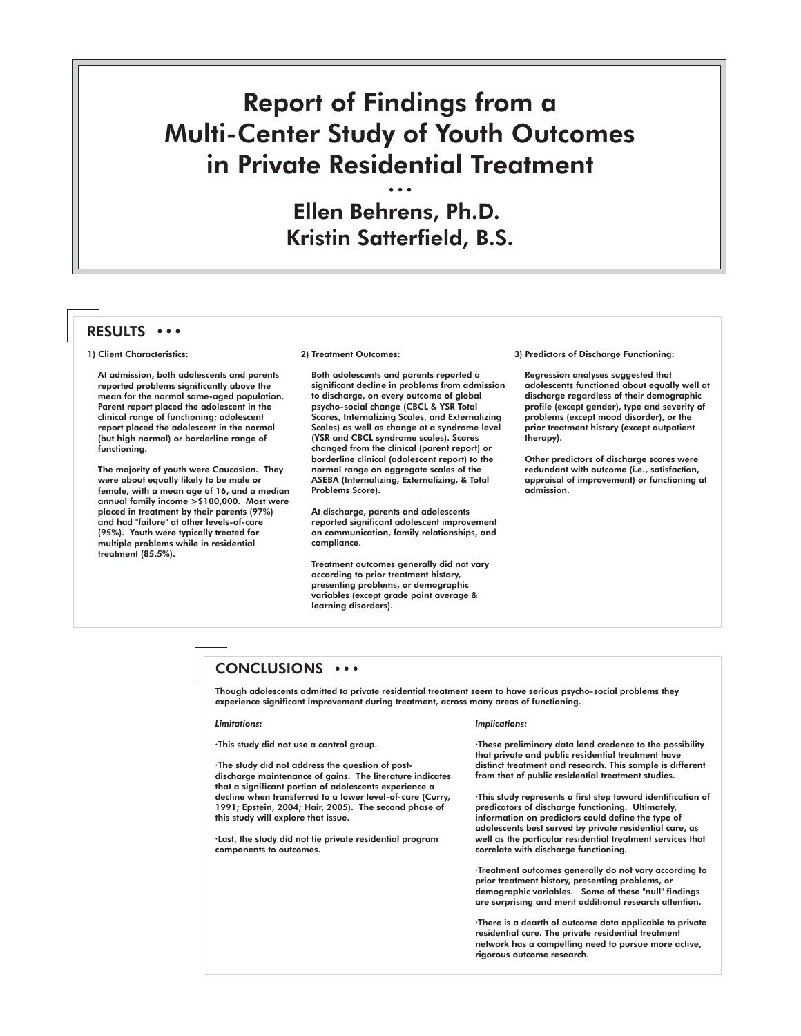# Report of Findings from a Multi-Center Study of Youth Outcomes in Private Residential Treatment

• • •

## Ellen Behrens, Ph.D.
## Kristin Satterfield, B.S.

## RESULTS • • •

### 1) Client Characteristics:

At admission, both adolescents and parents reported problems significantly above the mean for the normal same-aged population. Parent report placed the adolescent in the clinical range of functioning; adolescent report placed the adolescent in the normal (but high normal) or borderline range of functioning.

The majority of youth were Caucasian. They were about equally likely to be male or female, with a mean age of 16, and a median annual family income >$100,000. Most were placed in treatment by their parents (97%) and had "failure" at other levels-of-care (95%). Youth were typically treated for multiple problems while in residential treatment (85.5%).

### 2) Treatment Outcomes:

Both adolescents and parents reported a significant decline in problems from admission to discharge, on every outcome of global psycho-social change (CBCL & YSR Total Scores, Internalizing Scales, and Externalizing Scales) as well as change at a syndrome level (YSR and CBCL syndrome scales). Scores changed from the clinical (parent report) or borderline clinical (adolescent report) to the normal range on aggregate scales of the ASEBA (Internalizing, Externalizing, & Total Problems Score).

At discharge, parents and adolescents reported significant adolescent improvement on communication, family relationships, and compliance.

Treatment outcomes generally did not vary according to prior treatment history, presenting problems, or demographic variables (except grade point average & learning disorders).

### 3) Predictors of Discharge Functioning:

Regression analyses suggested that adolescents functioned about equally well at discharge regardless of their demographic profile (except gender), type and severity of problems (except mood disorder), or the prior treatment history (except outpatient therapy).

Other predictors of discharge scores were redundant with outcome (i.e., satisfaction, appraisal of improvement) or functioning at admission.

## CONCLUSIONS • • •

Though adolescents admitted to private residential treatment seem to have serious psycho-social problems they experience significant improvement during treatment, across many areas of functioning.

*Limitations:*

·This study did not use a control group.

·The study did not address the question of post-discharge maintenance of gains. The literature indicates that a significant portion of adolescents experience a decline when transferred to a lower level-of-care (Curry, 1991; Epstein, 2004; Hair, 2005). The second phase of this study will explore that issue.

·Last, the study did not tie private residential program components to outcomes.

*Implications:*

·These preliminary data lend credence to the possibility that private and public residential treatment have distinct treatment and research. This sample is different from that of public residential treatment studies.

·This study represents a first step toward identification of predicators of discharge functioning. Ultimately, information on predictors could define the type of adolescents best served by private residential care, as well as the particular residential treatment services that correlate with discharge functioning.

·Treatment outcomes generally do not vary according to prior treatment history, presenting problems, or demographic variables. Some of these "null" findings are surprising and merit additional research attention.

·There is a dearth of outcome data applicable to private residential care. The private residential treatment network has a compelling need to pursue more active, rigorous outcome research.